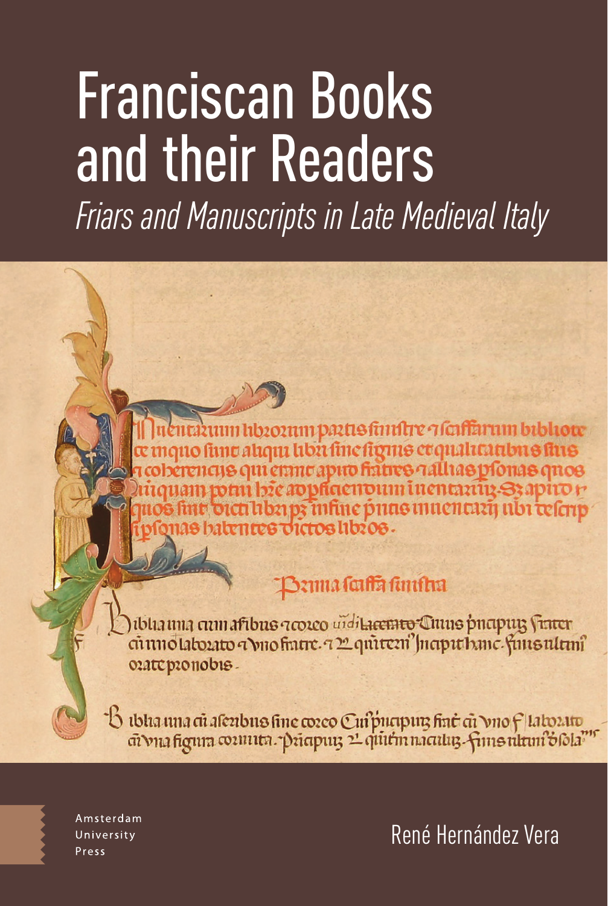# Franciscan Books and their Readers

*Friars and Manuscripts in Late Medieval Italy*

René Hernández Vera

Amsterdam University Press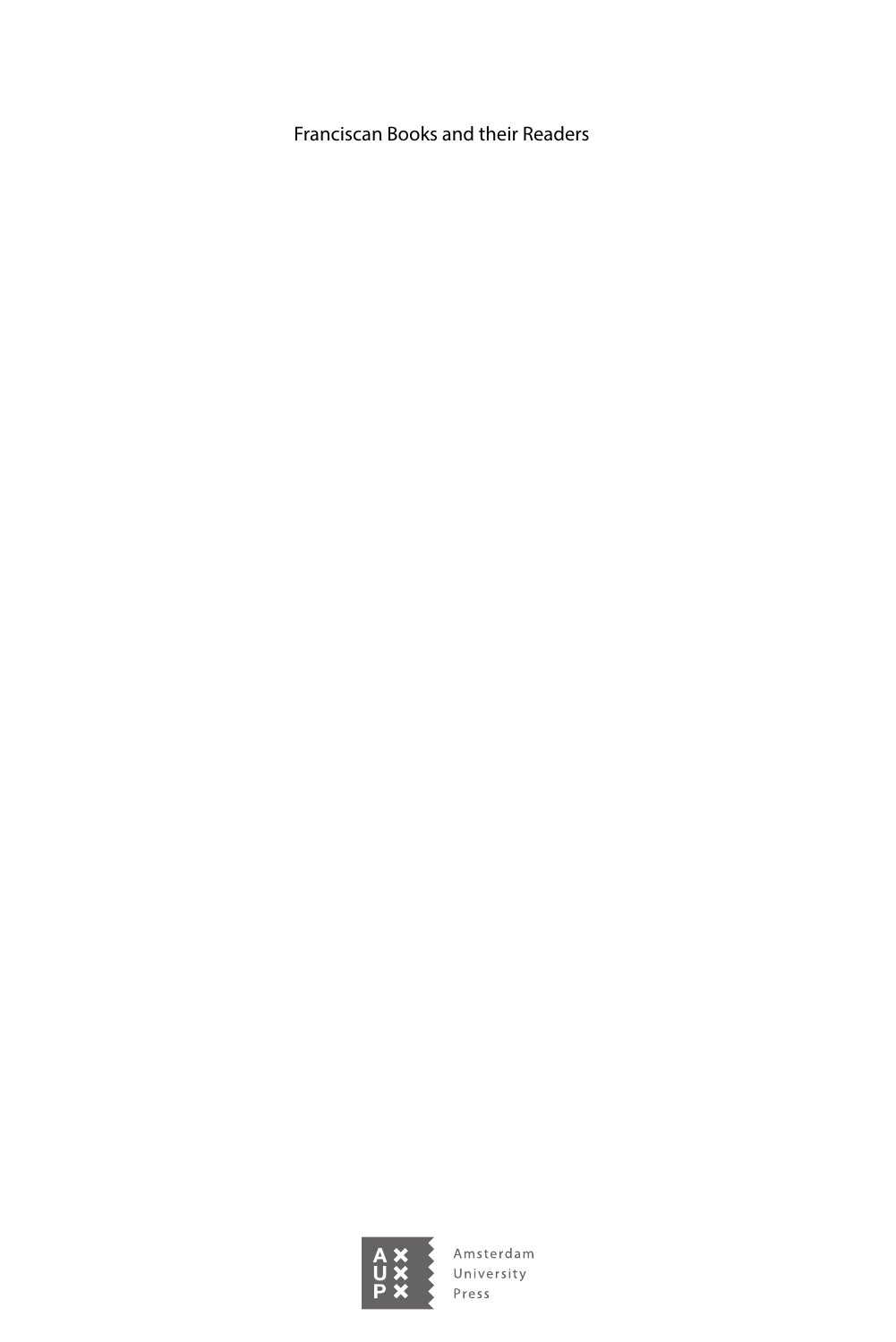Franciscan Books and their Readers

Amsterdam University Press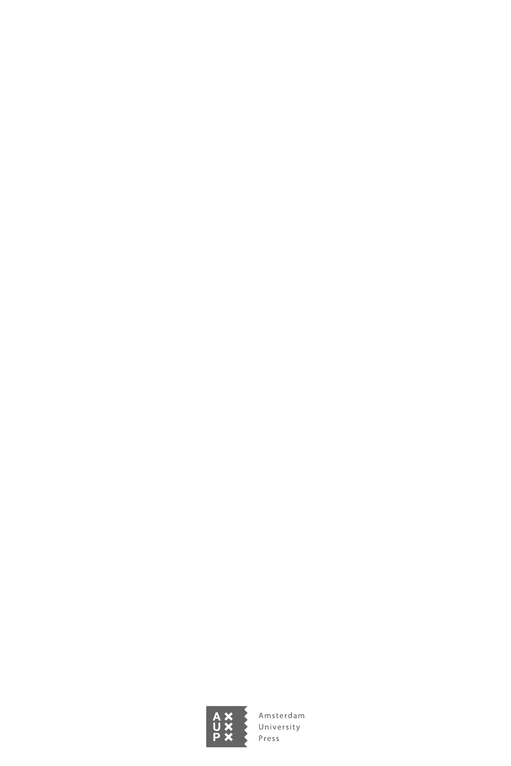Amsterdam University Press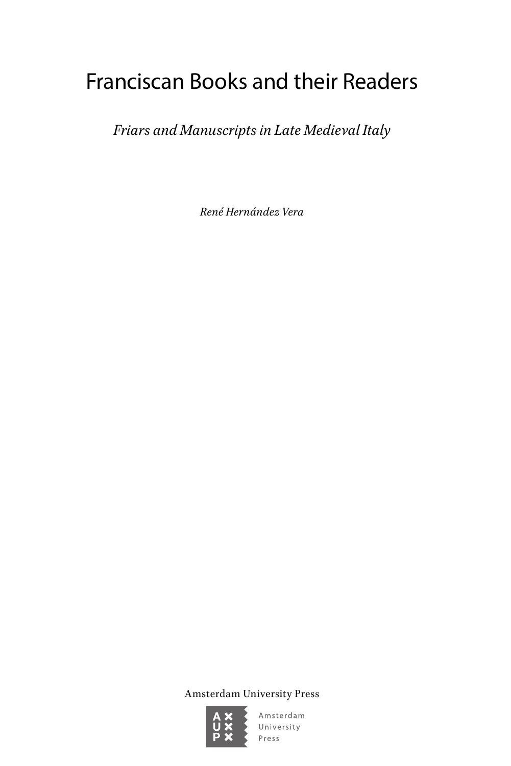# Franciscan Books and their Readers

*Friars and Manuscripts in Late Medieval Italy*

*René Hernández Vera*

Amsterdam University Press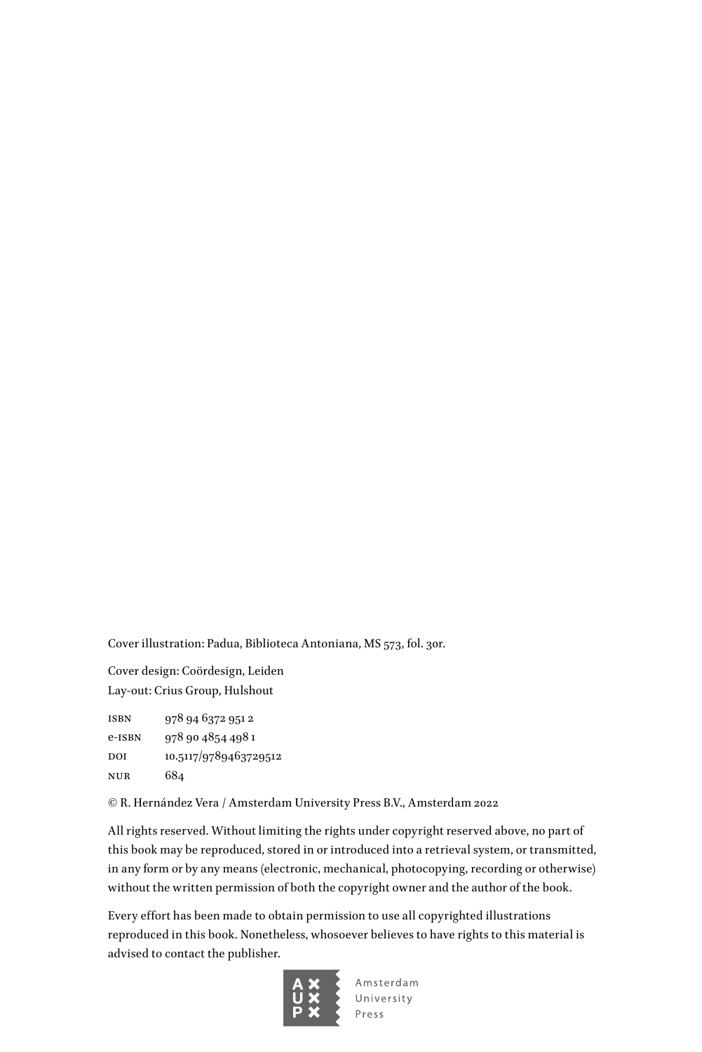Cover illustration: Padua, Biblioteca Antoniana, MS 573, fol. 30r.

Cover design: Coördesign, Leiden
Lay-out: Crius Group, Hulshout

| | |
|---|---|
| ISBN | 978 94 6372 951 2 |
| e-ISBN | 978 90 4854 498 1 |
| DOI | 10.5117/9789463729512 |
| NUR | 684 |

© R. Hernández Vera / Amsterdam University Press B.V., Amsterdam 2022

All rights reserved. Without limiting the rights under copyright reserved above, no part of this book may be reproduced, stored in or introduced into a retrieval system, or transmitted, in any form or by any means (electronic, mechanical, photocopying, recording or otherwise) without the written permission of both the copyright owner and the author of the book.

Every effort has been made to obtain permission to use all copyrighted illustrations reproduced in this book. Nonetheless, whosoever believes to have rights to this material is advised to contact the publisher.

Amsterdam University Press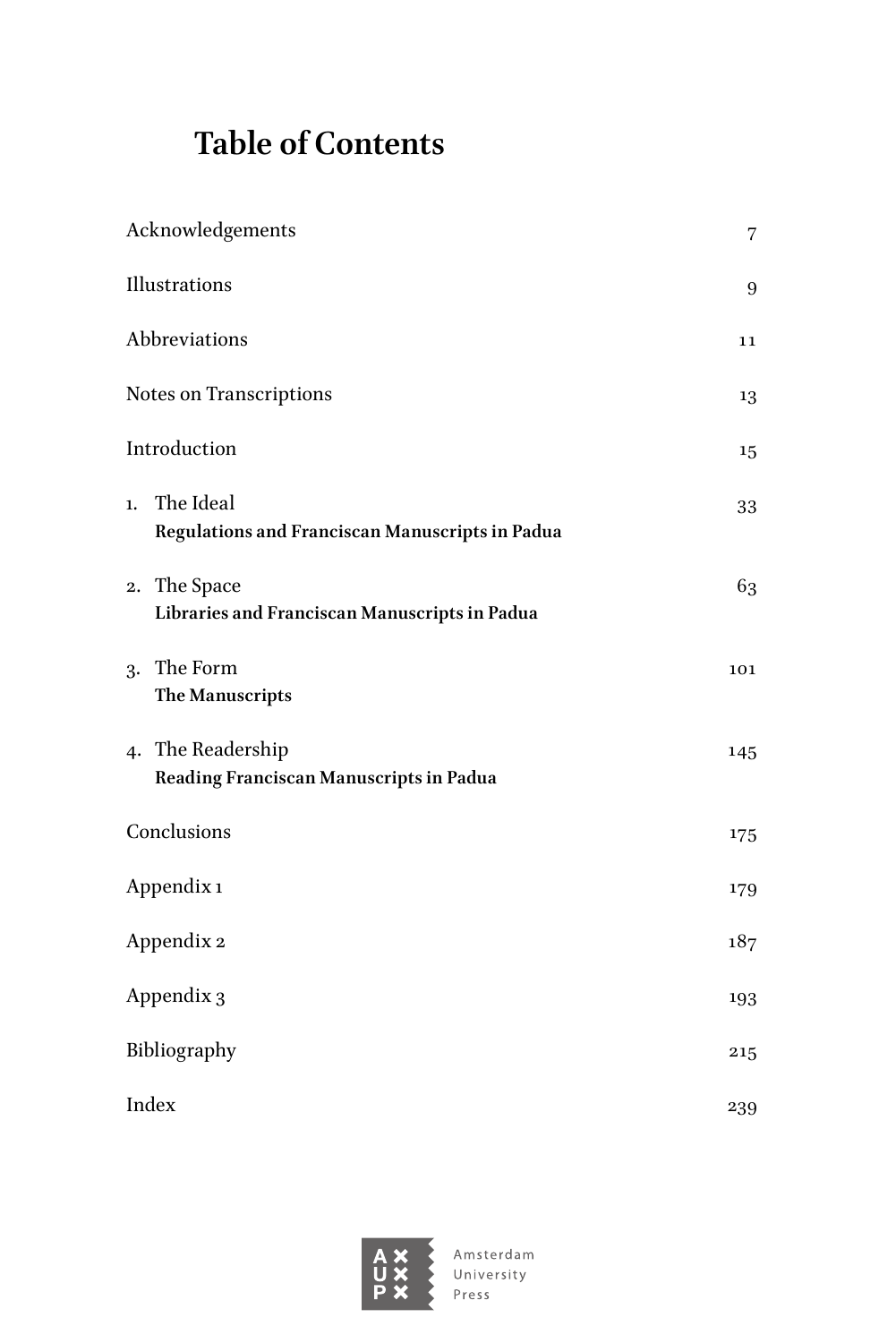# Table of Contents

| | |
|---|---|
| Acknowledgements | 7 |
| Illustrations | 9 |
| Abbreviations | 11 |
| Notes on Transcriptions | 13 |
| Introduction | 15 |
| 1. The Ideal<br>**Regulations and Franciscan Manuscripts in Padua** | 33 |
| 2. The Space<br>**Libraries and Franciscan Manuscripts in Padua** | 63 |
| 3. The Form<br>**The Manuscripts** | 101 |
| 4. The Readership<br>**Reading Franciscan Manuscripts in Padua** | 145 |
| Conclusions | 175 |
| Appendix 1 | 179 |
| Appendix 2 | 187 |
| Appendix 3 | 193 |
| Bibliography | 215 |
| Index | 239 |

Amsterdam University Press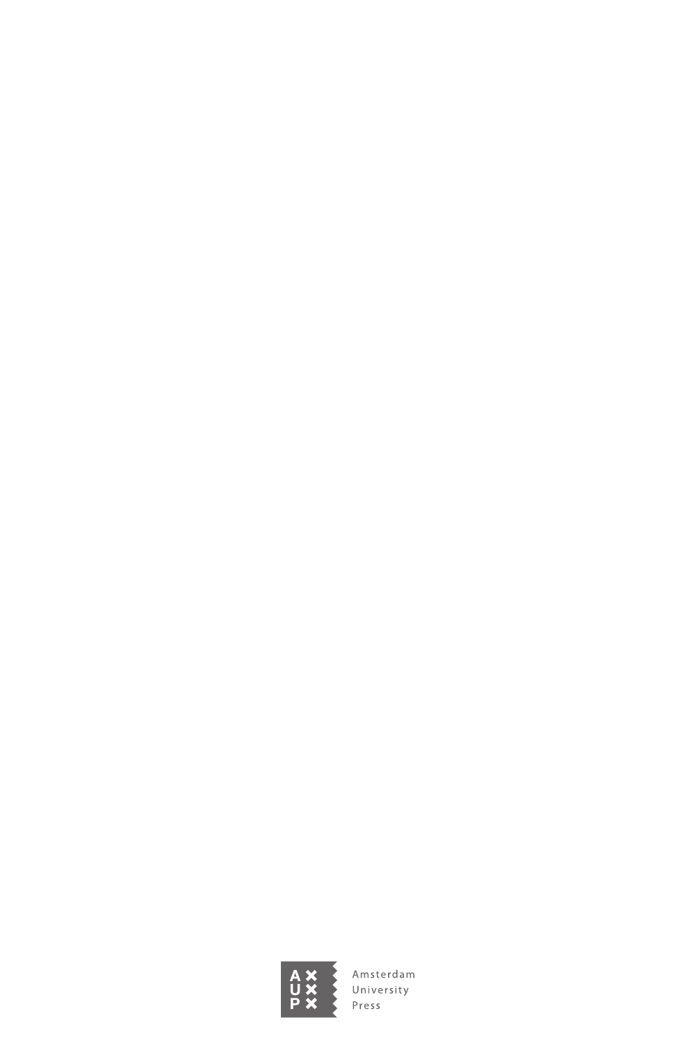Amsterdam University Press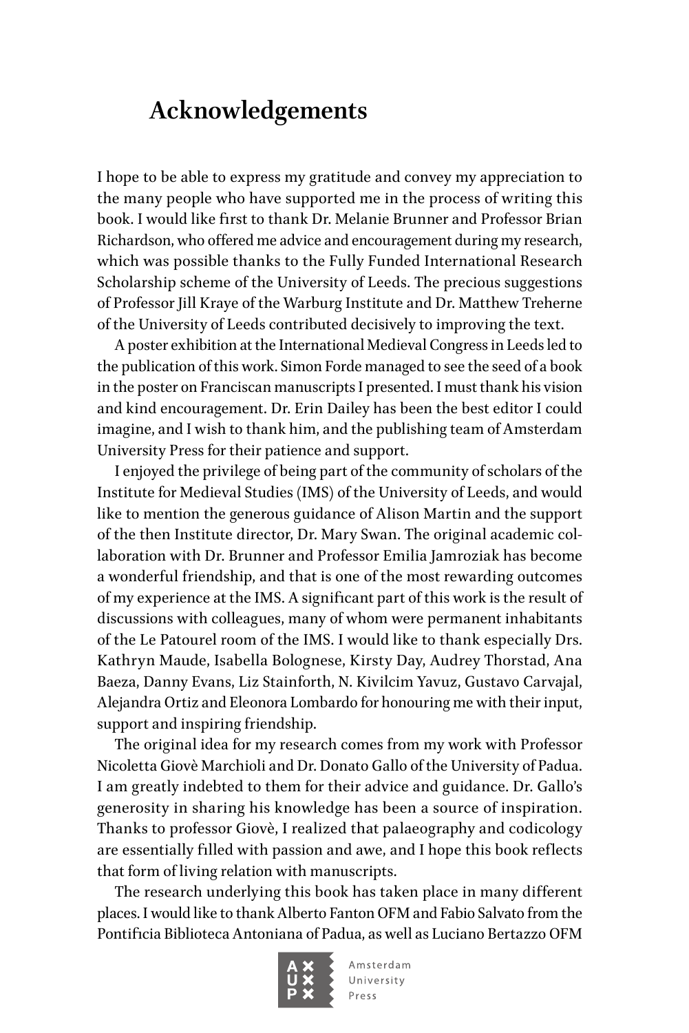# Acknowledgements

I hope to be able to express my gratitude and convey my appreciation to the many people who have supported me in the process of writing this book. I would like first to thank Dr. Melanie Brunner and Professor Brian Richardson, who offered me advice and encouragement during my research, which was possible thanks to the Fully Funded International Research Scholarship scheme of the University of Leeds. The precious suggestions of Professor Jill Kraye of the Warburg Institute and Dr. Matthew Treherne of the University of Leeds contributed decisively to improving the text.

A poster exhibition at the International Medieval Congress in Leeds led to the publication of this work. Simon Forde managed to see the seed of a book in the poster on Franciscan manuscripts I presented. I must thank his vision and kind encouragement. Dr. Erin Dailey has been the best editor I could imagine, and I wish to thank him, and the publishing team of Amsterdam University Press for their patience and support.

I enjoyed the privilege of being part of the community of scholars of the Institute for Medieval Studies (IMS) of the University of Leeds, and would like to mention the generous guidance of Alison Martin and the support of the then Institute director, Dr. Mary Swan. The original academic collaboration with Dr. Brunner and Professor Emilia Jamroziak has become a wonderful friendship, and that is one of the most rewarding outcomes of my experience at the IMS. A significant part of this work is the result of discussions with colleagues, many of whom were permanent inhabitants of the Le Patourel room of the IMS. I would like to thank especially Drs. Kathryn Maude, Isabella Bolognese, Kirsty Day, Audrey Thorstad, Ana Baeza, Danny Evans, Liz Stainforth, N. Kivilcim Yavuz, Gustavo Carvajal, Alejandra Ortiz and Eleonora Lombardo for honouring me with their input, support and inspiring friendship.

The original idea for my research comes from my work with Professor Nicoletta Giovè Marchioli and Dr. Donato Gallo of the University of Padua. I am greatly indebted to them for their advice and guidance. Dr. Gallo's generosity in sharing his knowledge has been a source of inspiration. Thanks to professor Giovè, I realized that palaeography and codicology are essentially filled with passion and awe, and I hope this book reflects that form of living relation with manuscripts.

The research underlying this book has taken place in many different places. I would like to thank Alberto Fanton OFM and Fabio Salvato from the Pontificia Biblioteca Antoniana of Padua, as well as Luciano Bertazzo OFM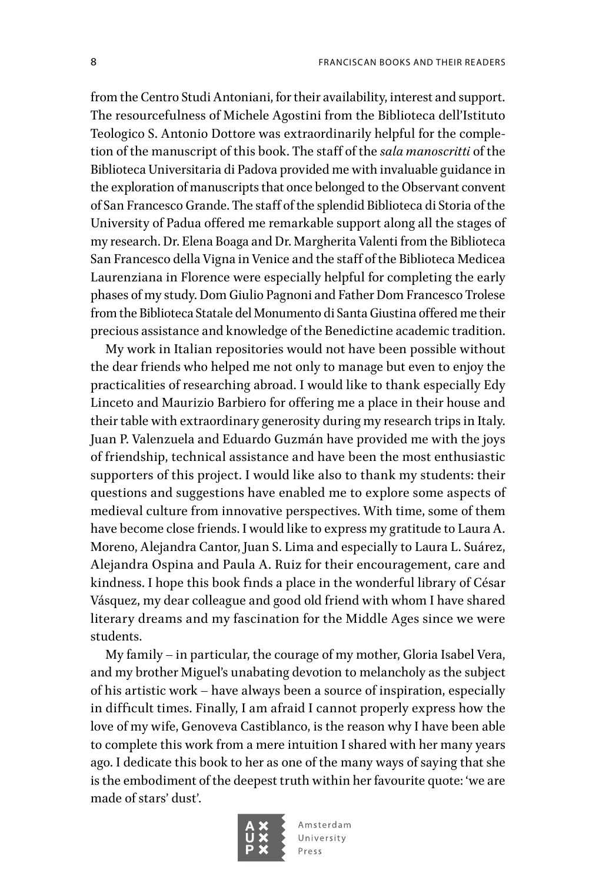from the Centro Studi Antoniani, for their availability, interest and support. The resourcefulness of Michele Agostini from the Biblioteca dell'Istituto Teologico S. Antonio Dottore was extraordinarily helpful for the completion of the manuscript of this book. The staff of the *sala manoscritti* of the Biblioteca Universitaria di Padova provided me with invaluable guidance in the exploration of manuscripts that once belonged to the Observant convent of San Francesco Grande. The staff of the splendid Biblioteca di Storia of the University of Padua offered me remarkable support along all the stages of my research. Dr. Elena Boaga and Dr. Margherita Valenti from the Biblioteca San Francesco della Vigna in Venice and the staff of the Biblioteca Medicea Laurenziana in Florence were especially helpful for completing the early phases of my study. Dom Giulio Pagnoni and Father Dom Francesco Trolese from the Biblioteca Statale del Monumento di Santa Giustina offered me their precious assistance and knowledge of the Benedictine academic tradition.

My work in Italian repositories would not have been possible without the dear friends who helped me not only to manage but even to enjoy the practicalities of researching abroad. I would like to thank especially Edy Linceto and Maurizio Barbiero for offering me a place in their house and their table with extraordinary generosity during my research trips in Italy. Juan P. Valenzuela and Eduardo Guzmán have provided me with the joys of friendship, technical assistance and have been the most enthusiastic supporters of this project. I would like also to thank my students: their questions and suggestions have enabled me to explore some aspects of medieval culture from innovative perspectives. With time, some of them have become close friends. I would like to express my gratitude to Laura A. Moreno, Alejandra Cantor, Juan S. Lima and especially to Laura L. Suárez, Alejandra Ospina and Paula A. Ruiz for their encouragement, care and kindness. I hope this book finds a place in the wonderful library of César Vásquez, my dear colleague and good old friend with whom I have shared literary dreams and my fascination for the Middle Ages since we were students.

My family – in particular, the courage of my mother, Gloria Isabel Vera, and my brother Miguel's unabating devotion to melancholy as the subject of his artistic work – have always been a source of inspiration, especially in difficult times. Finally, I am afraid I cannot properly express how the love of my wife, Genoveva Castiblanco, is the reason why I have been able to complete this work from a mere intuition I shared with her many years ago. I dedicate this book to her as one of the many ways of saying that she is the embodiment of the deepest truth within her favourite quote: 'we are made of stars' dust'.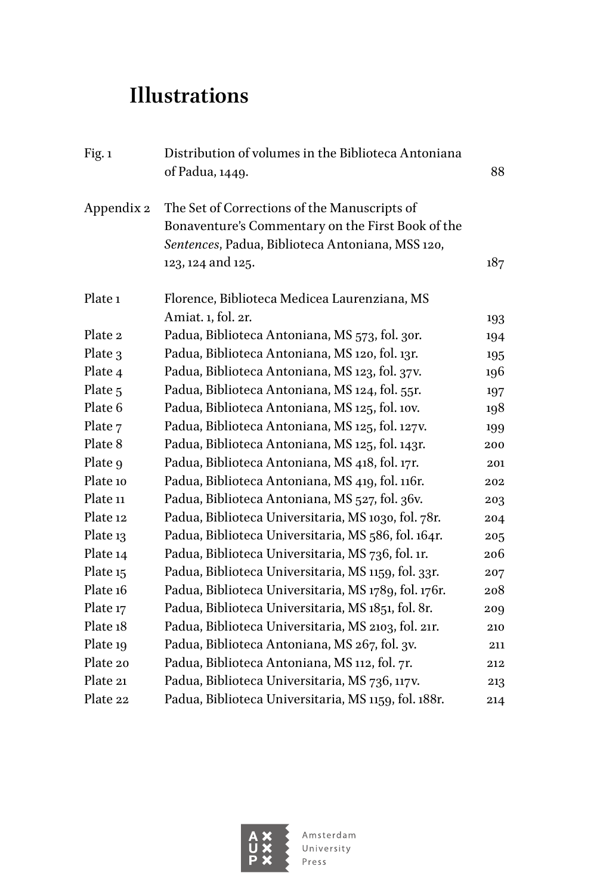# Illustrations

| | | |
|---|---|---|
| Fig. 1 | Distribution of volumes in the Biblioteca Antoniana of Padua, 1449. | 88 |
| Appendix 2 | The Set of Corrections of the Manuscripts of Bonaventure's Commentary on the First Book of the *Sentences*, Padua, Biblioteca Antoniana, MSS 120, 123, 124 and 125. | 187 |
| Plate 1 | Florence, Biblioteca Medicea Laurenziana, MS Amiat. 1, fol. 2r. | 193 |
| Plate 2 | Padua, Biblioteca Antoniana, MS 573, fol. 30r. | 194 |
| Plate 3 | Padua, Biblioteca Antoniana, MS 120, fol. 13r. | 195 |
| Plate 4 | Padua, Biblioteca Antoniana, MS 123, fol. 37v. | 196 |
| Plate 5 | Padua, Biblioteca Antoniana, MS 124, fol. 55r. | 197 |
| Plate 6 | Padua, Biblioteca Antoniana, MS 125, fol. 10v. | 198 |
| Plate 7 | Padua, Biblioteca Antoniana, MS 125, fol. 127v. | 199 |
| Plate 8 | Padua, Biblioteca Antoniana, MS 125, fol. 143r. | 200 |
| Plate 9 | Padua, Biblioteca Antoniana, MS 418, fol. 17r. | 201 |
| Plate 10 | Padua, Biblioteca Antoniana, MS 419, fol. 116r. | 202 |
| Plate 11 | Padua, Biblioteca Antoniana, MS 527, fol. 36v. | 203 |
| Plate 12 | Padua, Biblioteca Universitaria, MS 1030, fol. 78r. | 204 |
| Plate 13 | Padua, Biblioteca Universitaria, MS 586, fol. 164r. | 205 |
| Plate 14 | Padua, Biblioteca Universitaria, MS 736, fol. 1r. | 206 |
| Plate 15 | Padua, Biblioteca Universitaria, MS 1159, fol. 33r. | 207 |
| Plate 16 | Padua, Biblioteca Universitaria, MS 1789, fol. 176r. | 208 |
| Plate 17 | Padua, Biblioteca Universitaria, MS 1851, fol. 8r. | 209 |
| Plate 18 | Padua, Biblioteca Universitaria, MS 2103, fol. 21r. | 210 |
| Plate 19 | Padua, Biblioteca Antoniana, MS 267, fol. 3v. | 211 |
| Plate 20 | Padua, Biblioteca Antoniana, MS 112, fol. 7r. | 212 |
| Plate 21 | Padua, Biblioteca Universitaria, MS 736, 117v. | 213 |
| Plate 22 | Padua, Biblioteca Universitaria, MS 1159, fol. 188r. | 214 |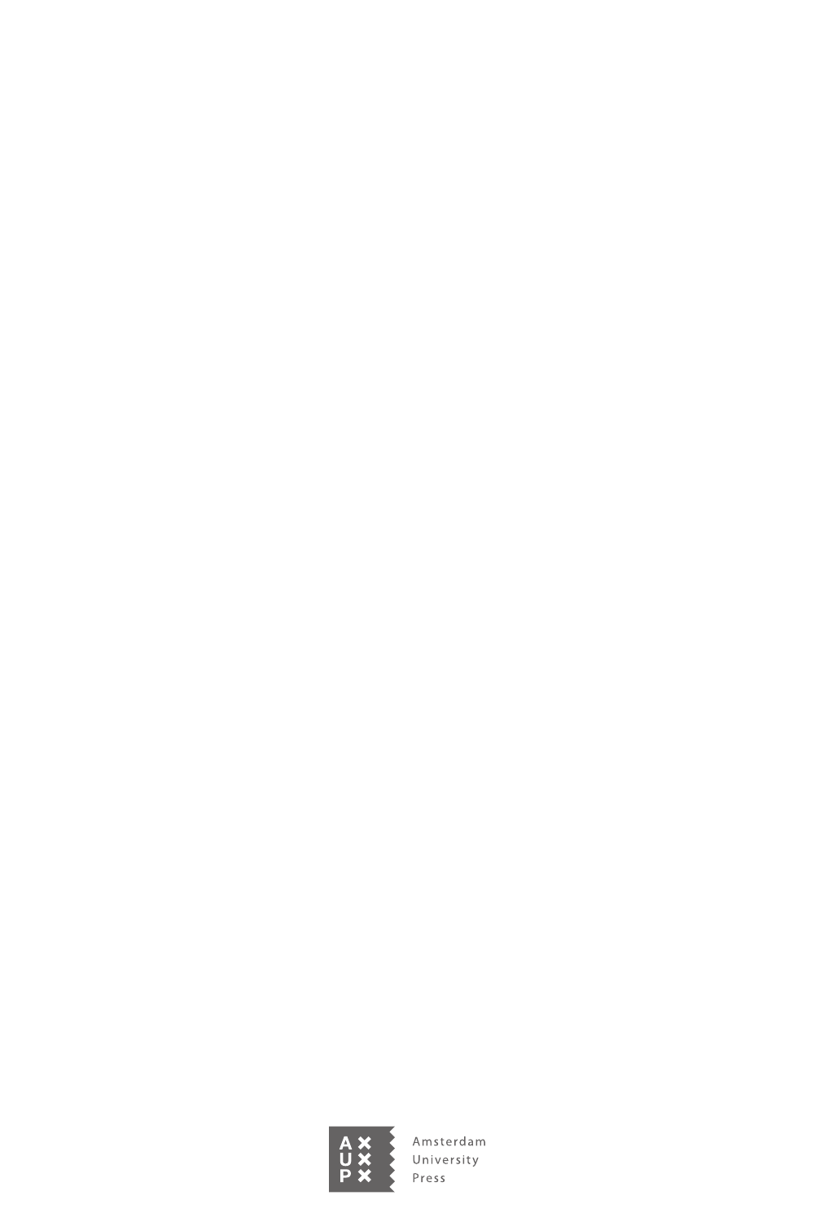Amsterdam University Press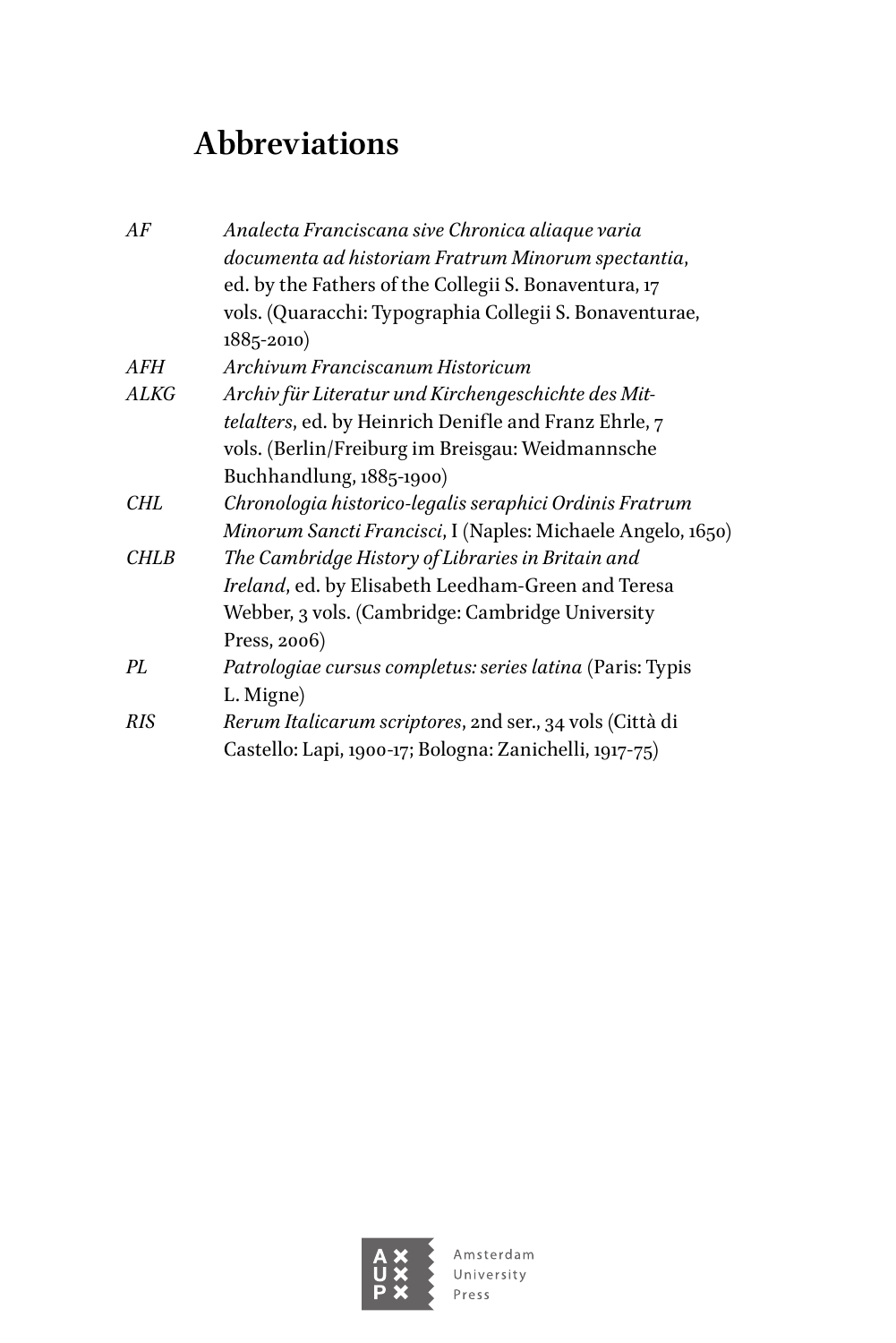# Abbreviations

*AF* — *Analecta Franciscana sive Chronica aliaque varia documenta ad historiam Fratrum Minorum spectantia*, ed. by the Fathers of the Collegii S. Bonaventura, 17 vols. (Quaracchi: Typographia Collegii S. Bonaventurae, 1885-2010)

*AFH* — *Archivum Franciscanum Historicum*

*ALKG* — *Archiv für Literatur und Kirchengeschichte des Mittelalters*, ed. by Heinrich Denifle and Franz Ehrle, 7 vols. (Berlin/Freiburg im Breisgau: Weidmannsche Buchhandlung, 1885-1900)

*CHL* — *Chronologia historico-legalis seraphici Ordinis Fratrum Minorum Sancti Francisci*, I (Naples: Michaele Angelo, 1650)

*CHLB* — *The Cambridge History of Libraries in Britain and Ireland*, ed. by Elisabeth Leedham-Green and Teresa Webber, 3 vols. (Cambridge: Cambridge University Press, 2006)

*PL* — *Patrologiae cursus completus: series latina* (Paris: Typis L. Migne)

*RIS* — *Rerum Italicarum scriptores*, 2nd ser., 34 vols (Città di Castello: Lapi, 1900-17; Bologna: Zanichelli, 1917-75)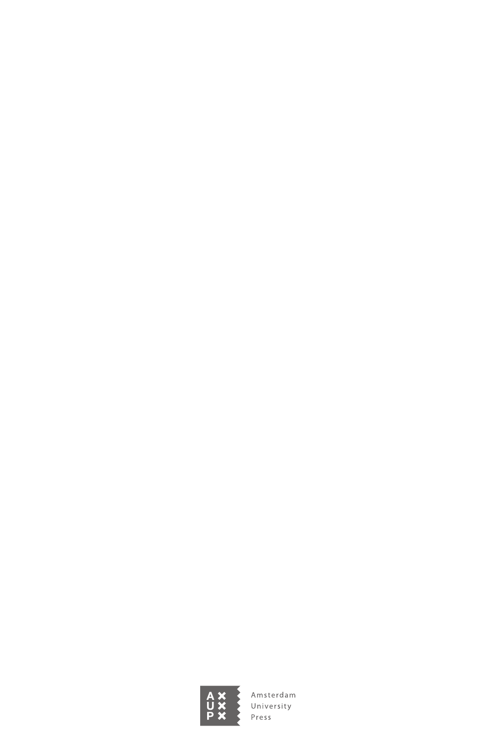Amsterdam
University
Press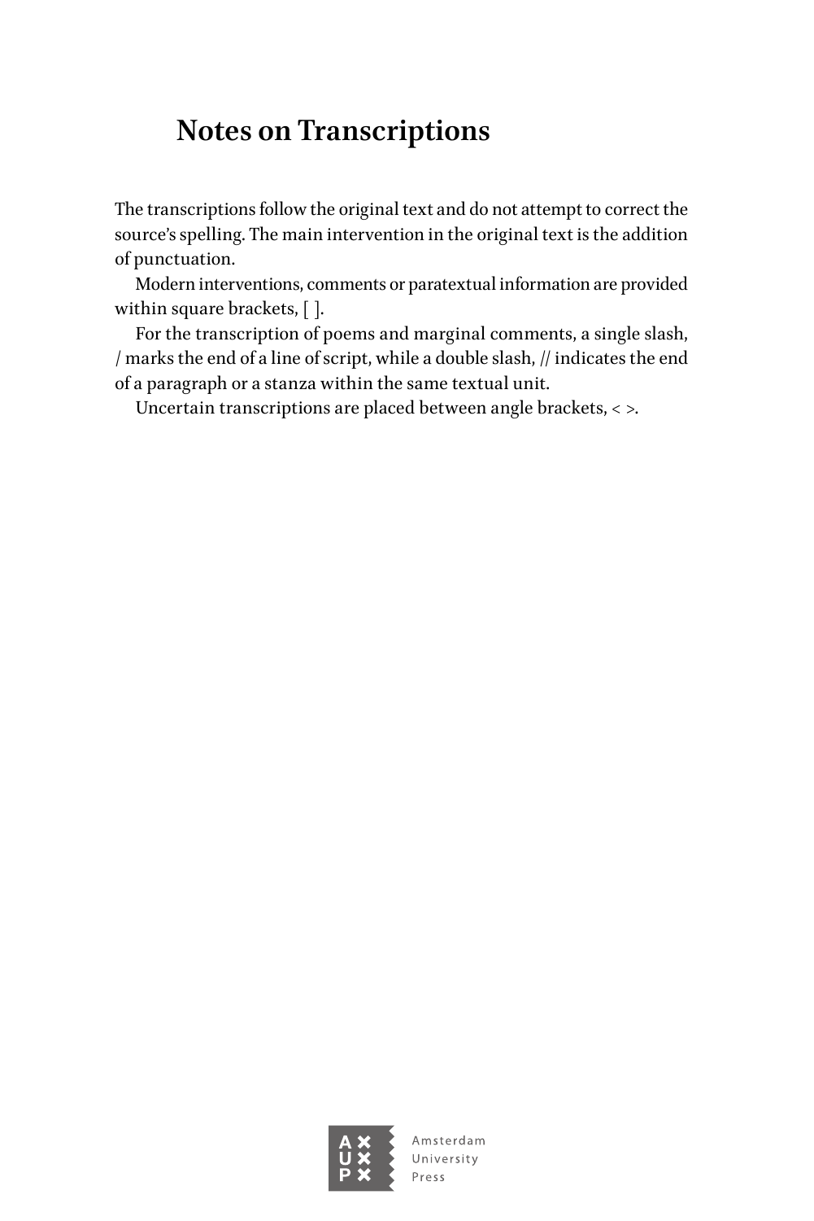# Notes on Transcriptions

The transcriptions follow the original text and do not attempt to correct the source's spelling. The main intervention in the original text is the addition of punctuation.

Modern interventions, comments or paratextual information are provided within square brackets, [ ].

For the transcription of poems and marginal comments, a single slash, / marks the end of a line of script, while a double slash, // indicates the end of a paragraph or a stanza within the same textual unit.

Uncertain transcriptions are placed between angle brackets, < >.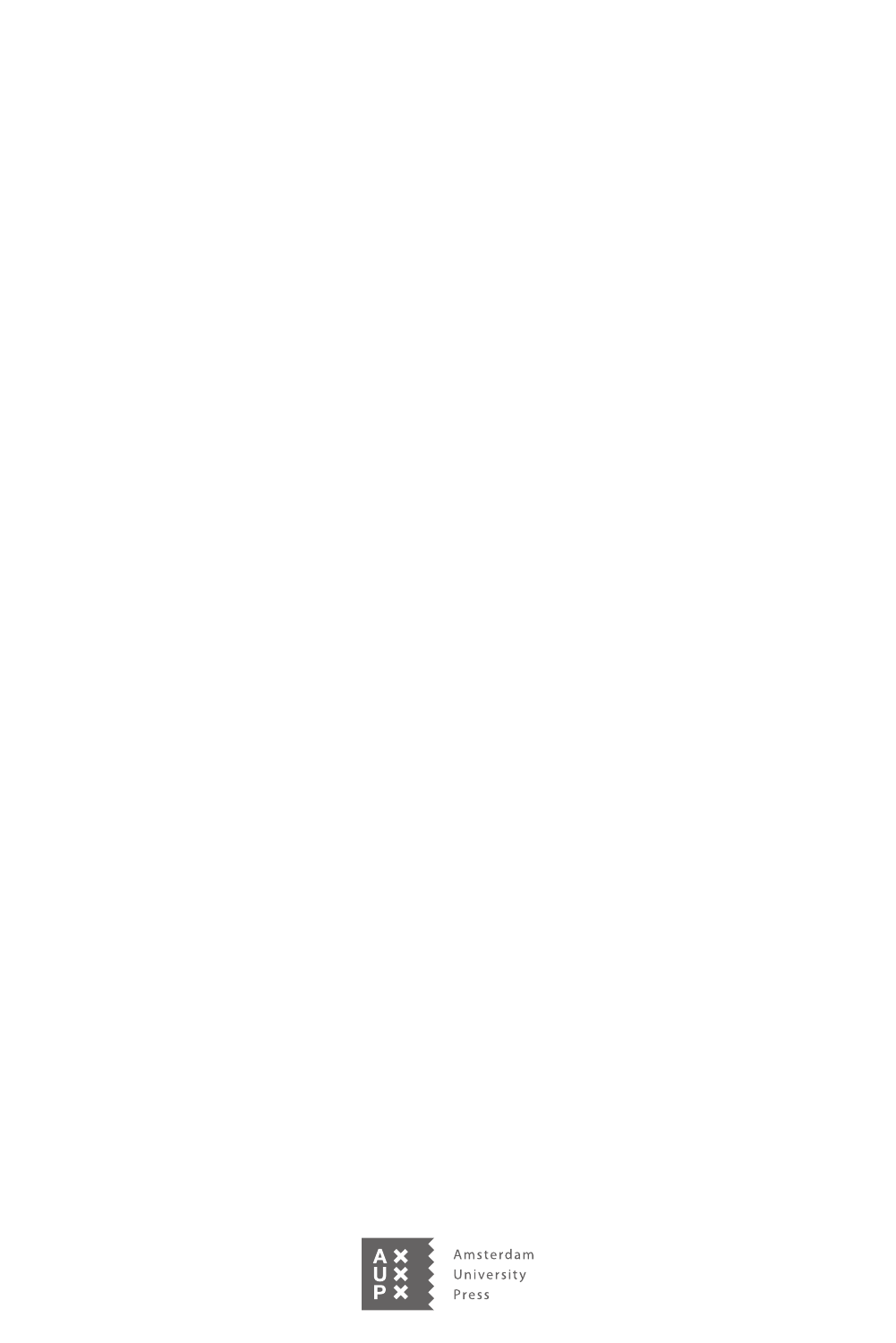Amsterdam University Press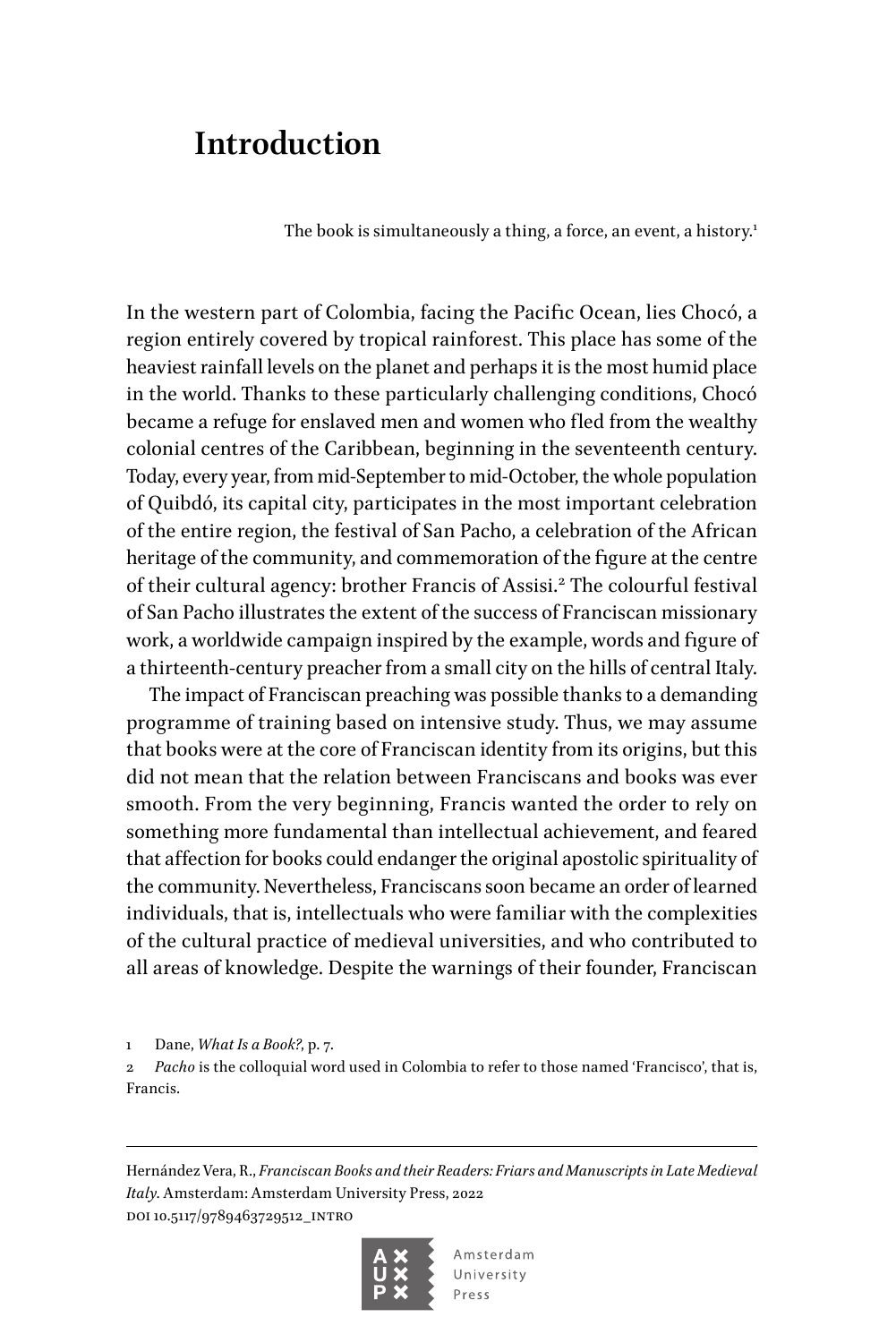# Introduction

> The book is simultaneously a thing, a force, an event, a history.[1]

In the western part of Colombia, facing the Pacific Ocean, lies Chocó, a region entirely covered by tropical rainforest. This place has some of the heaviest rainfall levels on the planet and perhaps it is the most humid place in the world. Thanks to these particularly challenging conditions, Chocó became a refuge for enslaved men and women who fled from the wealthy colonial centres of the Caribbean, beginning in the seventeenth century. Today, every year, from mid-September to mid-October, the whole population of Quibdó, its capital city, participates in the most important celebration of the entire region, the festival of San Pacho, a celebration of the African heritage of the community, and commemoration of the figure at the centre of their cultural agency: brother Francis of Assisi.[2] The colourful festival of San Pacho illustrates the extent of the success of Franciscan missionary work, a worldwide campaign inspired by the example, words and figure of a thirteenth-century preacher from a small city on the hills of central Italy.

The impact of Franciscan preaching was possible thanks to a demanding programme of training based on intensive study. Thus, we may assume that books were at the core of Franciscan identity from its origins, but this did not mean that the relation between Franciscans and books was ever smooth. From the very beginning, Francis wanted the order to rely on something more fundamental than intellectual achievement, and feared that affection for books could endanger the original apostolic spirituality of the community. Nevertheless, Franciscans soon became an order of learned individuals, that is, intellectuals who were familiar with the complexities of the cultural practice of medieval universities, and who contributed to all areas of knowledge. Despite the warnings of their founder, Franciscan

1 Dane, *What Is a Book?*, p. 7.

2 *Pacho* is the colloquial word used in Colombia to refer to those named 'Francisco', that is, Francis.

Hernández Vera, R., *Franciscan Books and their Readers: Friars and Manuscripts in Late Medieval Italy*. Amsterdam: Amsterdam University Press, 2022
DOI 10.5117/9789463729512_INTRO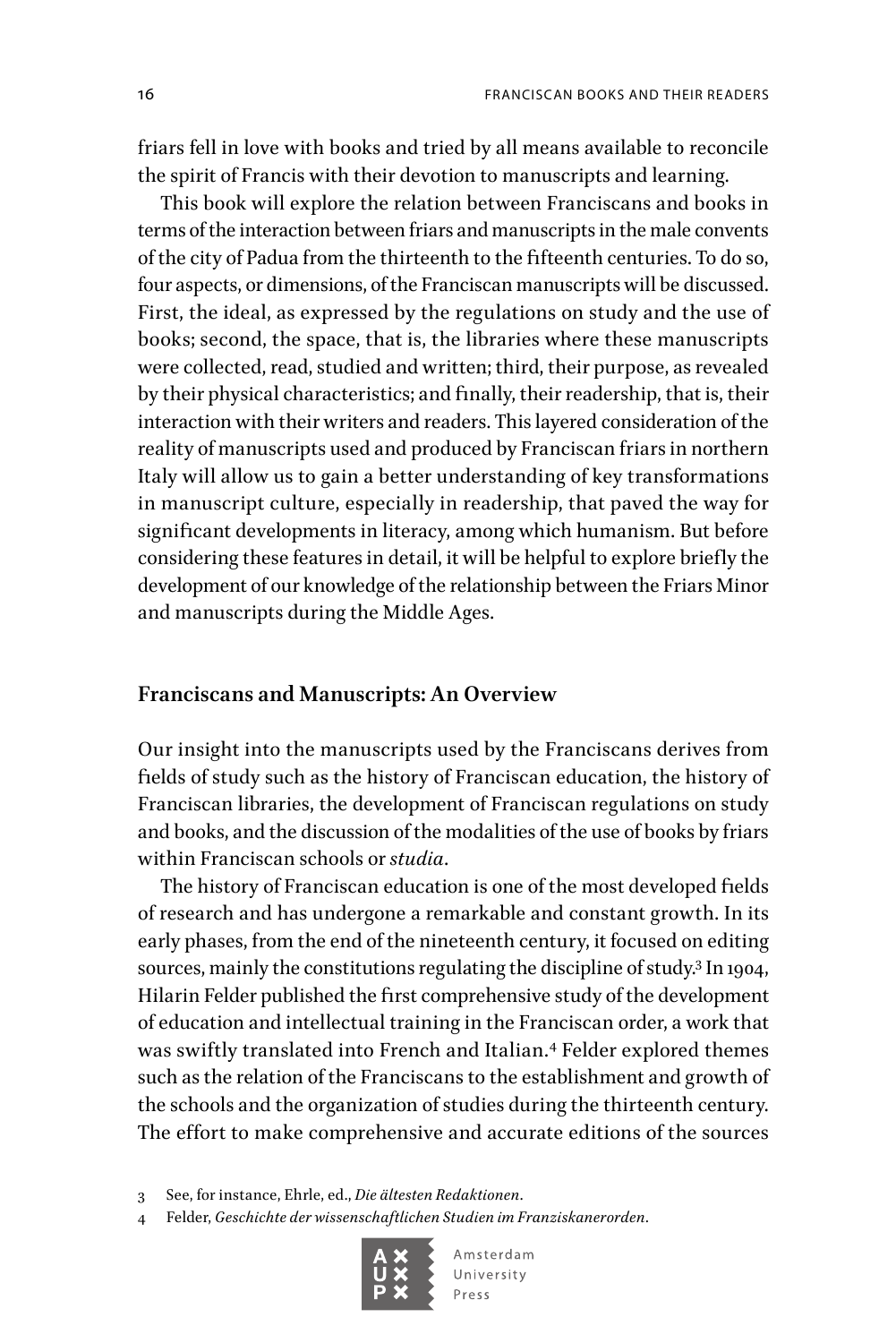friars fell in love with books and tried by all means available to reconcile the spirit of Francis with their devotion to manuscripts and learning.

This book will explore the relation between Franciscans and books in terms of the interaction between friars and manuscripts in the male convents of the city of Padua from the thirteenth to the fifteenth centuries. To do so, four aspects, or dimensions, of the Franciscan manuscripts will be discussed. First, the ideal, as expressed by the regulations on study and the use of books; second, the space, that is, the libraries where these manuscripts were collected, read, studied and written; third, their purpose, as revealed by their physical characteristics; and finally, their readership, that is, their interaction with their writers and readers. This layered consideration of the reality of manuscripts used and produced by Franciscan friars in northern Italy will allow us to gain a better understanding of key transformations in manuscript culture, especially in readership, that paved the way for significant developments in literacy, among which humanism. But before considering these features in detail, it will be helpful to explore briefly the development of our knowledge of the relationship between the Friars Minor and manuscripts during the Middle Ages.

## Franciscans and Manuscripts: An Overview

Our insight into the manuscripts used by the Franciscans derives from fields of study such as the history of Franciscan education, the history of Franciscan libraries, the development of Franciscan regulations on study and books, and the discussion of the modalities of the use of books by friars within Franciscan schools or *studia*.

The history of Franciscan education is one of the most developed fields of research and has undergone a remarkable and constant growth. In its early phases, from the end of the nineteenth century, it focused on editing sources, mainly the constitutions regulating the discipline of study.[3] In 1904, Hilarin Felder published the first comprehensive study of the development of education and intellectual training in the Franciscan order, a work that was swiftly translated into French and Italian.[4] Felder explored themes such as the relation of the Franciscans to the establishment and growth of the schools and the organization of studies during the thirteenth century. The effort to make comprehensive and accurate editions of the sources

3 See, for instance, Ehrle, ed., *Die ältesten Redaktionen*.

4 Felder, *Geschichte der wissenschaftlichen Studien im Franziskanerorden*.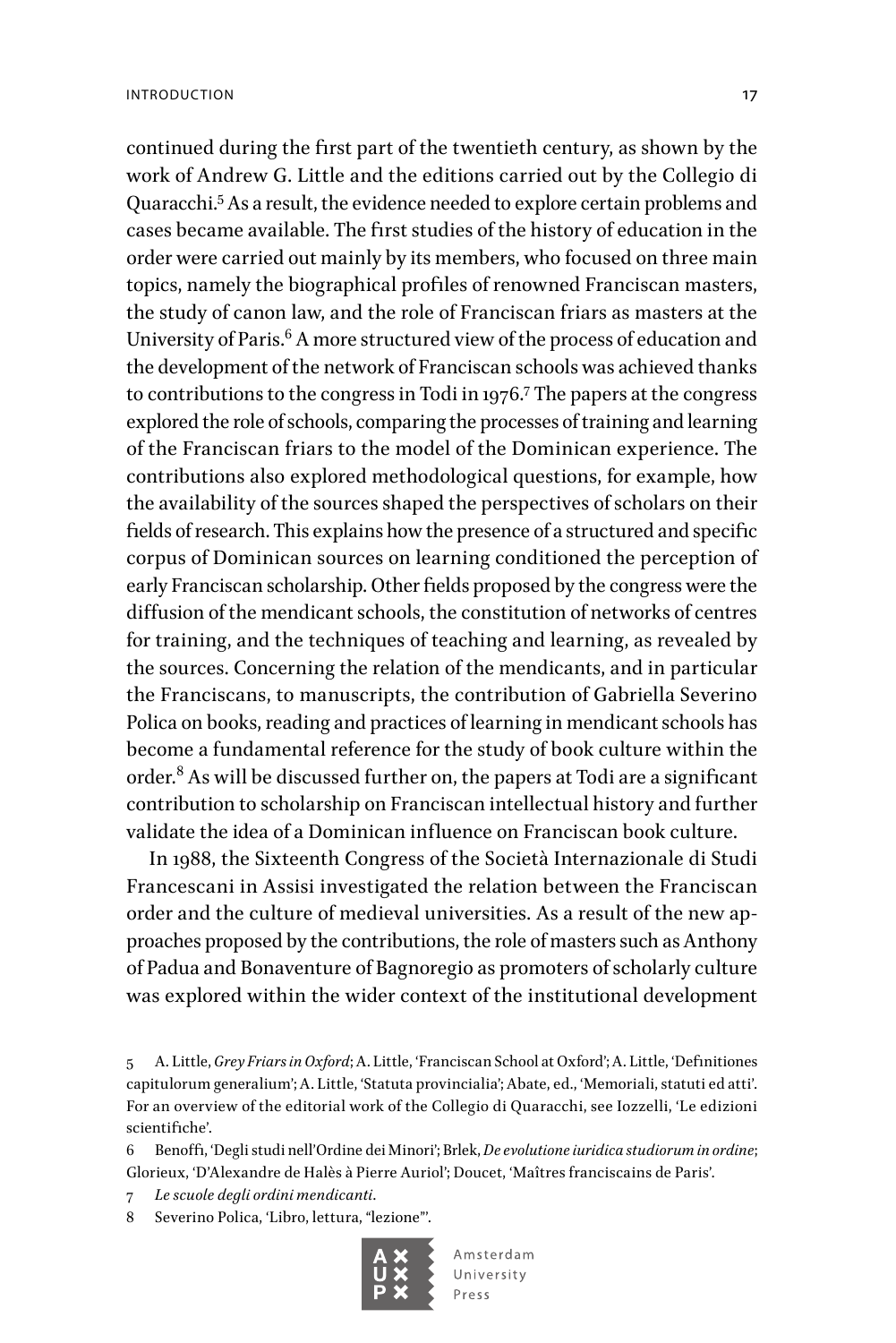continued during the first part of the twentieth century, as shown by the work of Andrew G. Little and the editions carried out by the Collegio di Quaracchi.[5] As a result, the evidence needed to explore certain problems and cases became available. The first studies of the history of education in the order were carried out mainly by its members, who focused on three main topics, namely the biographical profiles of renowned Franciscan masters, the study of canon law, and the role of Franciscan friars as masters at the University of Paris.[6] A more structured view of the process of education and the development of the network of Franciscan schools was achieved thanks to contributions to the congress in Todi in 1976.[7] The papers at the congress explored the role of schools, comparing the processes of training and learning of the Franciscan friars to the model of the Dominican experience. The contributions also explored methodological questions, for example, how the availability of the sources shaped the perspectives of scholars on their fields of research. This explains how the presence of a structured and specific corpus of Dominican sources on learning conditioned the perception of early Franciscan scholarship. Other fields proposed by the congress were the diffusion of the mendicant schools, the constitution of networks of centres for training, and the techniques of teaching and learning, as revealed by the sources. Concerning the relation of the mendicants, and in particular the Franciscans, to manuscripts, the contribution of Gabriella Severino Polica on books, reading and practices of learning in mendicant schools has become a fundamental reference for the study of book culture within the order.[8] As will be discussed further on, the papers at Todi are a significant contribution to scholarship on Franciscan intellectual history and further validate the idea of a Dominican influence on Franciscan book culture.

In 1988, the Sixteenth Congress of the Società Internazionale di Studi Francescani in Assisi investigated the relation between the Franciscan order and the culture of medieval universities. As a result of the new approaches proposed by the contributions, the role of masters such as Anthony of Padua and Bonaventure of Bagnoregio as promoters of scholarly culture was explored within the wider context of the institutional development

5 A. Little, *Grey Friars in Oxford*; A. Little, 'Franciscan School at Oxford'; A. Little, 'Definitiones capitulorum generalium'; A. Little, 'Statuta provincialia'; Abate, ed., 'Memoriali, statuti ed atti'. For an overview of the editorial work of the Collegio di Quaracchi, see Iozzelli, 'Le edizioni scientifiche'.

6 Benoffi, 'Degli studi nell'Ordine dei Minori'; Brlek, *De evolutione iuridica studiorum in ordine*; Glorieux, 'D'Alexandre de Halès à Pierre Auriol'; Doucet, 'Maîtres franciscains de Paris'.

7 *Le scuole degli ordini mendicanti*.

8 Severino Polica, 'Libro, lettura, "lezione"'.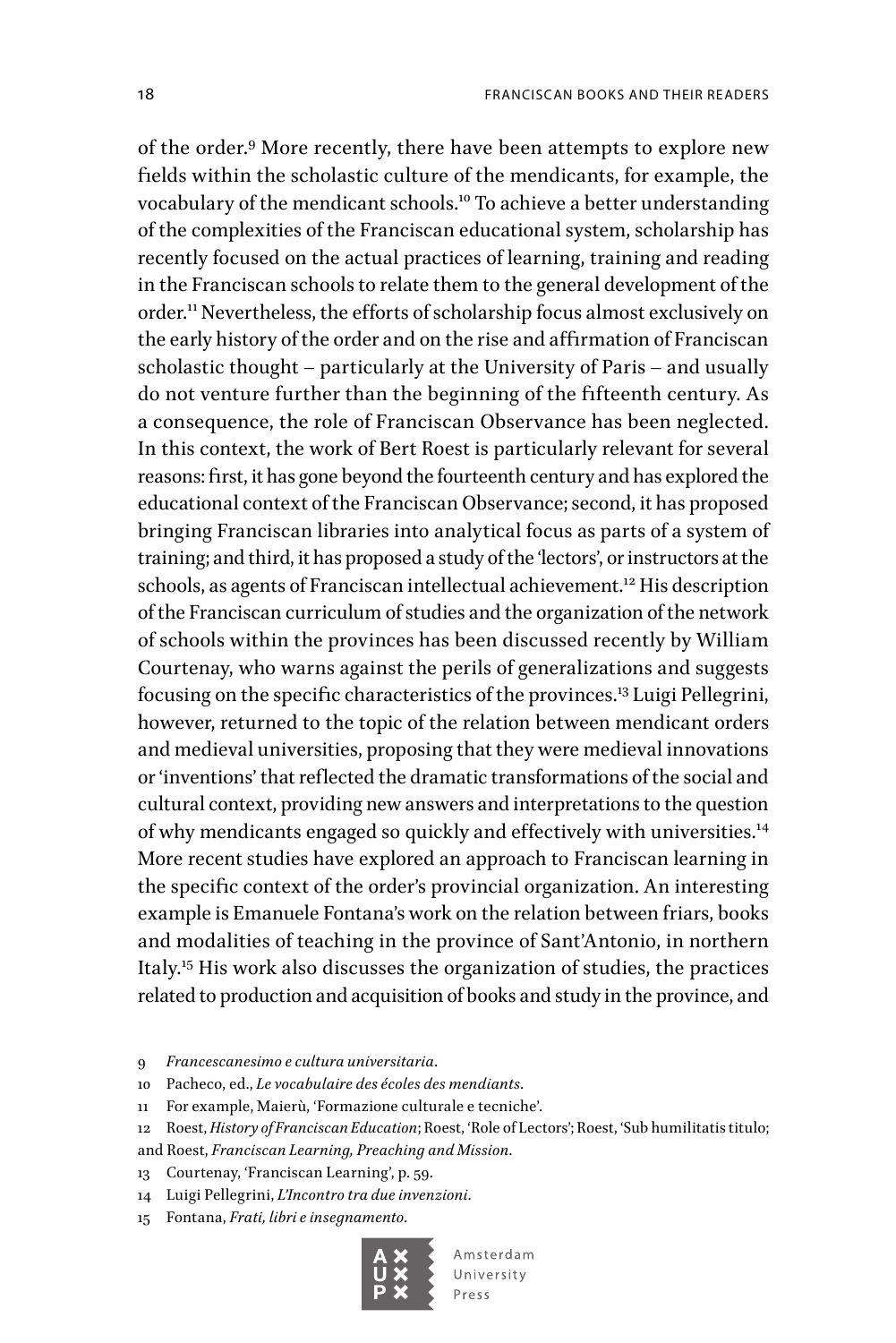of the order.[9] More recently, there have been attempts to explore new fields within the scholastic culture of the mendicants, for example, the vocabulary of the mendicant schools.[10] To achieve a better understanding of the complexities of the Franciscan educational system, scholarship has recently focused on the actual practices of learning, training and reading in the Franciscan schools to relate them to the general development of the order.[11] Nevertheless, the efforts of scholarship focus almost exclusively on the early history of the order and on the rise and affirmation of Franciscan scholastic thought – particularly at the University of Paris – and usually do not venture further than the beginning of the fifteenth century. As a consequence, the role of Franciscan Observance has been neglected. In this context, the work of Bert Roest is particularly relevant for several reasons: first, it has gone beyond the fourteenth century and has explored the educational context of the Franciscan Observance; second, it has proposed bringing Franciscan libraries into analytical focus as parts of a system of training; and third, it has proposed a study of the 'lectors', or instructors at the schools, as agents of Franciscan intellectual achievement.[12] His description of the Franciscan curriculum of studies and the organization of the network of schools within the provinces has been discussed recently by William Courtenay, who warns against the perils of generalizations and suggests focusing on the specific characteristics of the provinces.[13] Luigi Pellegrini, however, returned to the topic of the relation between mendicant orders and medieval universities, proposing that they were medieval innovations or 'inventions' that reflected the dramatic transformations of the social and cultural context, providing new answers and interpretations to the question of why mendicants engaged so quickly and effectively with universities.[14] More recent studies have explored an approach to Franciscan learning in the specific context of the order's provincial organization. An interesting example is Emanuele Fontana's work on the relation between friars, books and modalities of teaching in the province of Sant'Antonio, in northern Italy.[15] His work also discusses the organization of studies, the practices related to production and acquisition of books and study in the province, and

9 *Francescanesimo e cultura universitaria*.

10 Pacheco, ed., *Le vocabulaire des écoles des mendiants*.

11 For example, Maierù, 'Formazione culturale e tecniche'.

12 Roest, *History of Franciscan Education*; Roest, 'Role of Lectors'; Roest, 'Sub humilitatis titulo; and Roest, *Franciscan Learning, Preaching and Mission*.

13 Courtenay, 'Franciscan Learning', p. 59.

14 Luigi Pellegrini, *L'Incontro tra due invenzioni*.

15 Fontana, *Frati, libri e insegnamento*.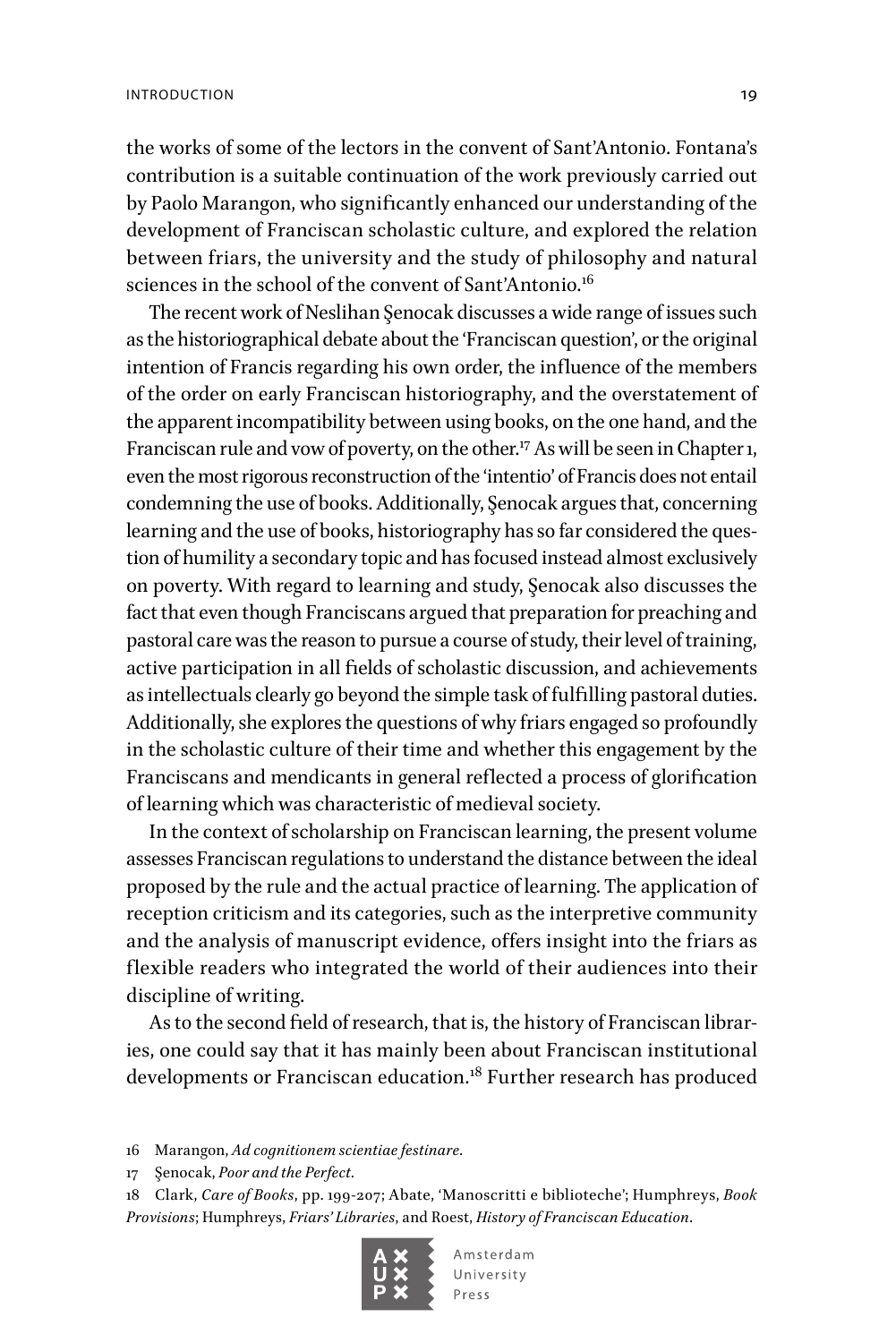the works of some of the lectors in the convent of Sant'Antonio. Fontana's contribution is a suitable continuation of the work previously carried out by Paolo Marangon, who significantly enhanced our understanding of the development of Franciscan scholastic culture, and explored the relation between friars, the university and the study of philosophy and natural sciences in the school of the convent of Sant'Antonio.[16]

The recent work of Neslihan Şenocak discusses a wide range of issues such as the historiographical debate about the 'Franciscan question', or the original intention of Francis regarding his own order, the influence of the members of the order on early Franciscan historiography, and the overstatement of the apparent incompatibility between using books, on the one hand, and the Franciscan rule and vow of poverty, on the other.[17] As will be seen in Chapter 1, even the most rigorous reconstruction of the 'intentio' of Francis does not entail condemning the use of books. Additionally, Şenocak argues that, concerning learning and the use of books, historiography has so far considered the question of humility a secondary topic and has focused instead almost exclusively on poverty. With regard to learning and study, Şenocak also discusses the fact that even though Franciscans argued that preparation for preaching and pastoral care was the reason to pursue a course of study, their level of training, active participation in all fields of scholastic discussion, and achievements as intellectuals clearly go beyond the simple task of fulfilling pastoral duties. Additionally, she explores the questions of why friars engaged so profoundly in the scholastic culture of their time and whether this engagement by the Franciscans and mendicants in general reflected a process of glorification of learning which was characteristic of medieval society.

In the context of scholarship on Franciscan learning, the present volume assesses Franciscan regulations to understand the distance between the ideal proposed by the rule and the actual practice of learning. The application of reception criticism and its categories, such as the interpretive community and the analysis of manuscript evidence, offers insight into the friars as flexible readers who integrated the world of their audiences into their discipline of writing.

As to the second field of research, that is, the history of Franciscan libraries, one could say that it has mainly been about Franciscan institutional developments or Franciscan education.[18] Further research has produced

16 Marangon, *Ad cognitionem scientiae festinare*.

17 Şenocak, *Poor and the Perfect*.

18 Clark, *Care of Books*, pp. 199-207; Abate, 'Manoscritti e biblioteche'; Humphreys, *Book Provisions*; Humphreys, *Friars' Libraries*, and Roest, *History of Franciscan Education*.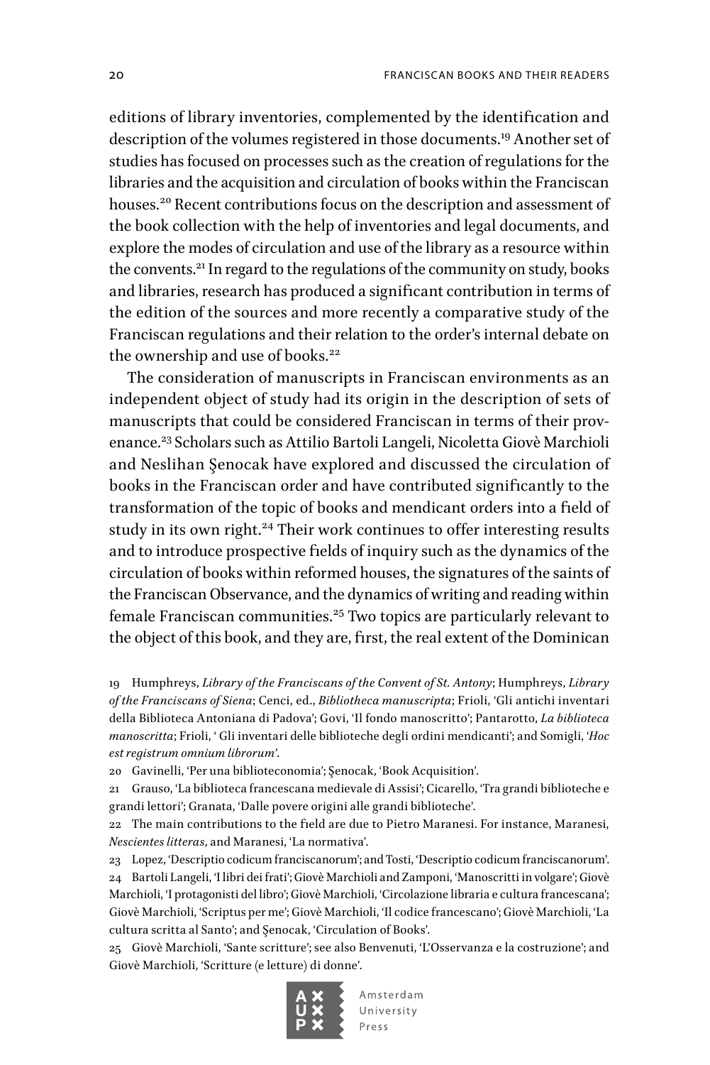editions of library inventories, complemented by the identification and description of the volumes registered in those documents.[19] Another set of studies has focused on processes such as the creation of regulations for the libraries and the acquisition and circulation of books within the Franciscan houses.[20] Recent contributions focus on the description and assessment of the book collection with the help of inventories and legal documents, and explore the modes of circulation and use of the library as a resource within the convents.[21] In regard to the regulations of the community on study, books and libraries, research has produced a significant contribution in terms of the edition of the sources and more recently a comparative study of the Franciscan regulations and their relation to the order's internal debate on the ownership and use of books.[22]

The consideration of manuscripts in Franciscan environments as an independent object of study had its origin in the description of sets of manuscripts that could be considered Franciscan in terms of their provenance.[23] Scholars such as Attilio Bartoli Langeli, Nicoletta Giovè Marchioli and Neslihan Şenocak have explored and discussed the circulation of books in the Franciscan order and have contributed significantly to the transformation of the topic of books and mendicant orders into a field of study in its own right.[24] Their work continues to offer interesting results and to introduce prospective fields of inquiry such as the dynamics of the circulation of books within reformed houses, the signatures of the saints of the Franciscan Observance, and the dynamics of writing and reading within female Franciscan communities.[25] Two topics are particularly relevant to the object of this book, and they are, first, the real extent of the Dominican

19 Humphreys, *Library of the Franciscans of the Convent of St. Antony*; Humphreys, *Library of the Franciscans of Siena*; Cenci, ed., *Bibliotheca manuscripta*; Frioli, 'Gli antichi inventari della Biblioteca Antoniana di Padova'; Govi, 'Il fondo manoscritto'; Pantarotto, *La biblioteca manoscritta*; Frioli, ' Gli inventari delle biblioteche degli ordini mendicanti'; and Somigli, '*Hoc est registrum omnium librorum*'.

20 Gavinelli, 'Per una biblioteconomia'; Şenocak, 'Book Acquisition'.

21 Grauso, 'La biblioteca francescana medievale di Assisi'; Cicarello, 'Tra grandi biblioteche e grandi lettori'; Granata, 'Dalle povere origini alle grandi biblioteche'.

22 The main contributions to the field are due to Pietro Maranesi. For instance, Maranesi, *Nescientes litteras*, and Maranesi, 'La normativa'.

23 Lopez, 'Descriptio codicum franciscanorum'; and Tosti, 'Descriptio codicum franciscanorum'.

24 Bartoli Langeli, 'I libri dei frati'; Giovè Marchioli and Zamponi, 'Manoscritti in volgare'; Giovè Marchioli, 'I protagonisti del libro'; Giovè Marchioli, 'Circolazione libraria e cultura francescana'; Giovè Marchioli, 'Scriptus per me'; Giovè Marchioli, 'Il codice francescano'; Giovè Marchioli, 'La cultura scritta al Santo'; and Şenocak, 'Circulation of Books'.

25 Giovè Marchioli, 'Sante scritture'; see also Benvenuti, 'L'Osservanza e la costruzione'; and Giovè Marchioli, 'Scritture (e letture) di donne'.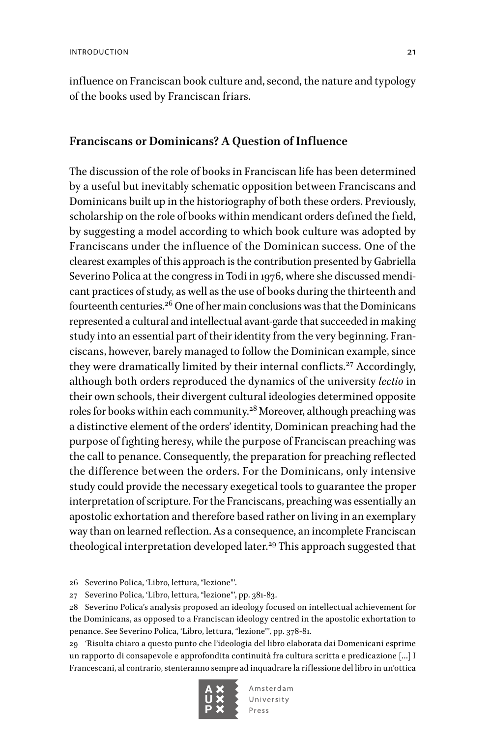influence on Franciscan book culture and, second, the nature and typology of the books used by Franciscan friars.

## Franciscans or Dominicans? A Question of Influence

The discussion of the role of books in Franciscan life has been determined by a useful but inevitably schematic opposition between Franciscans and Dominicans built up in the historiography of both these orders. Previously, scholarship on the role of books within mendicant orders defined the field, by suggesting a model according to which book culture was adopted by Franciscans under the influence of the Dominican success. One of the clearest examples of this approach is the contribution presented by Gabriella Severino Polica at the congress in Todi in 1976, where she discussed mendicant practices of study, as well as the use of books during the thirteenth and fourteenth centuries.[26] One of her main conclusions was that the Dominicans represented a cultural and intellectual avant-garde that succeeded in making study into an essential part of their identity from the very beginning. Franciscans, however, barely managed to follow the Dominican example, since they were dramatically limited by their internal conflicts.[27] Accordingly, although both orders reproduced the dynamics of the university *lectio* in their own schools, their divergent cultural ideologies determined opposite roles for books within each community.[28] Moreover, although preaching was a distinctive element of the orders' identity, Dominican preaching had the purpose of fighting heresy, while the purpose of Franciscan preaching was the call to penance. Consequently, the preparation for preaching reflected the difference between the orders. For the Dominicans, only intensive study could provide the necessary exegetical tools to guarantee the proper interpretation of scripture. For the Franciscans, preaching was essentially an apostolic exhortation and therefore based rather on living in an exemplary way than on learned reflection. As a consequence, an incomplete Franciscan theological interpretation developed later.[29] This approach suggested that

26 Severino Polica, 'Libro, lettura, "lezione"'.

27 Severino Polica, 'Libro, lettura, "lezione"', pp. 381-83.

28 Severino Polica's analysis proposed an ideology focused on intellectual achievement for the Dominicans, as opposed to a Franciscan ideology centred in the apostolic exhortation to penance. See Severino Polica, 'Libro, lettura, "lezione"', pp. 378-81.

29 'Risulta chiaro a questo punto che l'ideologia del libro elaborata dai Domenicani esprime un rapporto di consapevole e approfondita continuità fra cultura scritta e predicazione [...] I Francescani, al contrario, stenteranno sempre ad inquadrare la riflessione del libro in un'ottica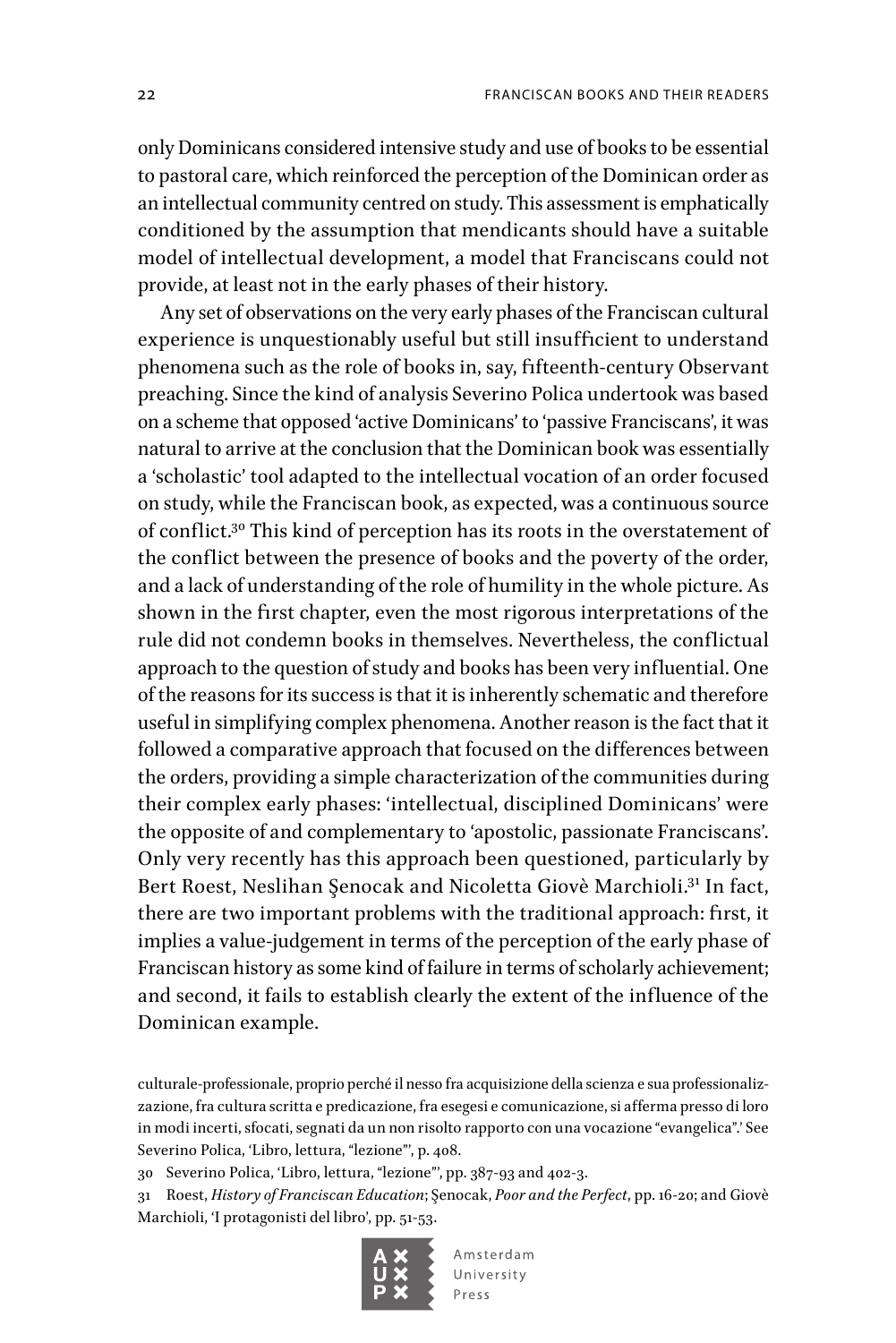only Dominicans considered intensive study and use of books to be essential to pastoral care, which reinforced the perception of the Dominican order as an intellectual community centred on study. This assessment is emphatically conditioned by the assumption that mendicants should have a suitable model of intellectual development, a model that Franciscans could not provide, at least not in the early phases of their history.

Any set of observations on the very early phases of the Franciscan cultural experience is unquestionably useful but still insufficient to understand phenomena such as the role of books in, say, fifteenth-century Observant preaching. Since the kind of analysis Severino Polica undertook was based on a scheme that opposed 'active Dominicans' to 'passive Franciscans', it was natural to arrive at the conclusion that the Dominican book was essentially a 'scholastic' tool adapted to the intellectual vocation of an order focused on study, while the Franciscan book, as expected, was a continuous source of conflict.[30] This kind of perception has its roots in the overstatement of the conflict between the presence of books and the poverty of the order, and a lack of understanding of the role of humility in the whole picture. As shown in the first chapter, even the most rigorous interpretations of the rule did not condemn books in themselves. Nevertheless, the conflictual approach to the question of study and books has been very influential. One of the reasons for its success is that it is inherently schematic and therefore useful in simplifying complex phenomena. Another reason is the fact that it followed a comparative approach that focused on the differences between the orders, providing a simple characterization of the communities during their complex early phases: 'intellectual, disciplined Dominicans' were the opposite of and complementary to 'apostolic, passionate Franciscans'. Only very recently has this approach been questioned, particularly by Bert Roest, Neslihan Şenocak and Nicoletta Giovè Marchioli.[31] In fact, there are two important problems with the traditional approach: first, it implies a value-judgement in terms of the perception of the early phase of Franciscan history as some kind of failure in terms of scholarly achievement; and second, it fails to establish clearly the extent of the influence of the Dominican example.

culturale-professionale, proprio perché il nesso fra acquisizione della scienza e sua professionalizzazione, fra cultura scritta e predicazione, fra esegesi e comunicazione, si afferma presso di loro in modi incerti, sfocati, segnati da un non risolto rapporto con una vocazione "evangelica".' See Severino Polica, 'Libro, lettura, "lezione"', p. 408.

30 Severino Polica, 'Libro, lettura, "lezione"', pp. 387-93 and 402-3.

31 Roest, *History of Franciscan Education*; Şenocak, *Poor and the Perfect*, pp. 16-20; and Giovè Marchioli, 'I protagonisti del libro', pp. 51-53.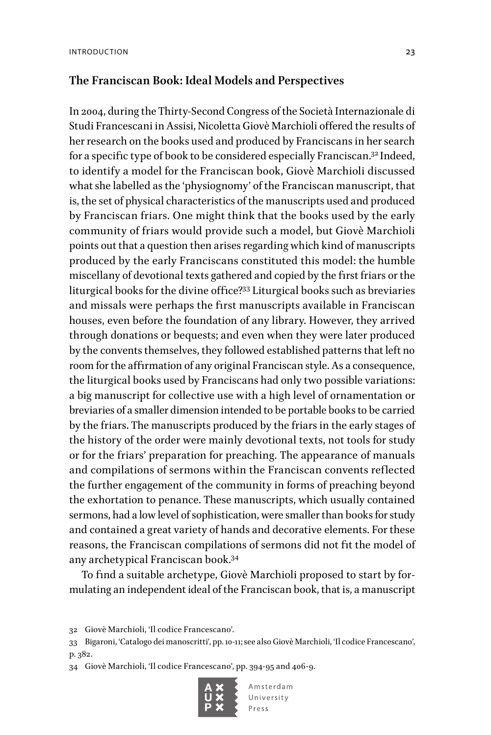## The Franciscan Book: Ideal Models and Perspectives

In 2004, during the Thirty-Second Congress of the Società Internazionale di Studi Francescani in Assisi, Nicoletta Giovè Marchioli offered the results of her research on the books used and produced by Franciscans in her search for a specific type of book to be considered especially Franciscan.[32] Indeed, to identify a model for the Franciscan book, Giovè Marchioli discussed what she labelled as the 'physiognomy' of the Franciscan manuscript, that is, the set of physical characteristics of the manuscripts used and produced by Franciscan friars. One might think that the books used by the early community of friars would provide such a model, but Giovè Marchioli points out that a question then arises regarding which kind of manuscripts produced by the early Franciscans constituted this model: the humble miscellany of devotional texts gathered and copied by the first friars or the liturgical books for the divine office?[33] Liturgical books such as breviaries and missals were perhaps the first manuscripts available in Franciscan houses, even before the foundation of any library. However, they arrived through donations or bequests; and even when they were later produced by the convents themselves, they followed established patterns that left no room for the affirmation of any original Franciscan style. As a consequence, the liturgical books used by Franciscans had only two possible variations: a big manuscript for collective use with a high level of ornamentation or breviaries of a smaller dimension intended to be portable books to be carried by the friars. The manuscripts produced by the friars in the early stages of the history of the order were mainly devotional texts, not tools for study or for the friars' preparation for preaching. The appearance of manuals and compilations of sermons within the Franciscan convents reflected the further engagement of the community in forms of preaching beyond the exhortation to penance. These manuscripts, which usually contained sermons, had a low level of sophistication, were smaller than books for study and contained a great variety of hands and decorative elements. For these reasons, the Franciscan compilations of sermons did not fit the model of any archetypical Franciscan book.[34]

To find a suitable archetype, Giovè Marchioli proposed to start by formulating an independent ideal of the Franciscan book, that is, a manuscript

32 Giovè Marchioli, 'Il codice Francescano'.

33 Bigaroni, 'Catalogo dei manoscritti', pp. 10-11; see also Giovè Marchioli, 'Il codice Francescano', p. 382.

34 Giovè Marchioli, 'Il codice Francescano', pp. 394-95 and 406-9.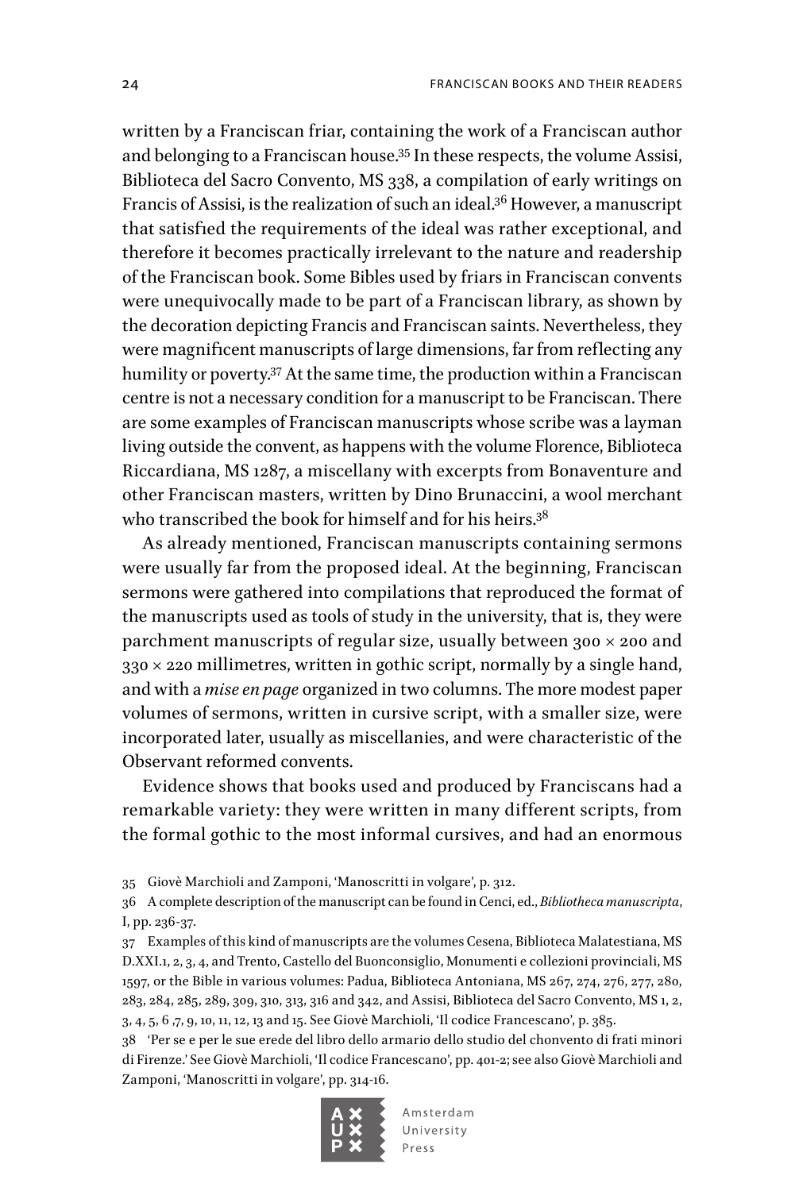written by a Franciscan friar, containing the work of a Franciscan author and belonging to a Franciscan house.[35] In these respects, the volume Assisi, Biblioteca del Sacro Convento, MS 338, a compilation of early writings on Francis of Assisi, is the realization of such an ideal.[36] However, a manuscript that satisfied the requirements of the ideal was rather exceptional, and therefore it becomes practically irrelevant to the nature and readership of the Franciscan book. Some Bibles used by friars in Franciscan convents were unequivocally made to be part of a Franciscan library, as shown by the decoration depicting Francis and Franciscan saints. Nevertheless, they were magnificent manuscripts of large dimensions, far from reflecting any humility or poverty.[37] At the same time, the production within a Franciscan centre is not a necessary condition for a manuscript to be Franciscan. There are some examples of Franciscan manuscripts whose scribe was a layman living outside the convent, as happens with the volume Florence, Biblioteca Riccardiana, MS 1287, a miscellany with excerpts from Bonaventure and other Franciscan masters, written by Dino Brunaccini, a wool merchant who transcribed the book for himself and for his heirs.[38]

As already mentioned, Franciscan manuscripts containing sermons were usually far from the proposed ideal. At the beginning, Franciscan sermons were gathered into compilations that reproduced the format of the manuscripts used as tools of study in the university, that is, they were parchment manuscripts of regular size, usually between 300 × 200 and 330 × 220 millimetres, written in gothic script, normally by a single hand, and with a *mise en page* organized in two columns. The more modest paper volumes of sermons, written in cursive script, with a smaller size, were incorporated later, usually as miscellanies, and were characteristic of the Observant reformed convents.

Evidence shows that books used and produced by Franciscans had a remarkable variety: they were written in many different scripts, from the formal gothic to the most informal cursives, and had an enormous

35 Giovè Marchioli and Zamponi, 'Manoscritti in volgare', p. 312.

36 A complete description of the manuscript can be found in Cenci, ed., *Bibliotheca manuscripta*, I, pp. 236-37.

37 Examples of this kind of manuscripts are the volumes Cesena, Biblioteca Malatestiana, MS D.XXI.1, 2, 3, 4, and Trento, Castello del Buonconsiglio, Monumenti e collezioni provinciali, MS 1597, or the Bible in various volumes: Padua, Biblioteca Antoniana, MS 267, 274, 276, 277, 280, 283, 284, 285, 289, 309, 310, 313, 316 and 342, and Assisi, Biblioteca del Sacro Convento, MS 1, 2, 3, 4, 5, 6 ,7, 9, 10, 11, 12, 13 and 15. See Giovè Marchioli, 'Il codice Francescano', p. 385.

38 'Per se e per le sue erede del libro dello armario dello studio del chonvento di frati minori di Firenze.' See Giovè Marchioli, 'Il codice Francescano', pp. 401-2; see also Giovè Marchioli and Zamponi, 'Manoscritti in volgare', pp. 314-16.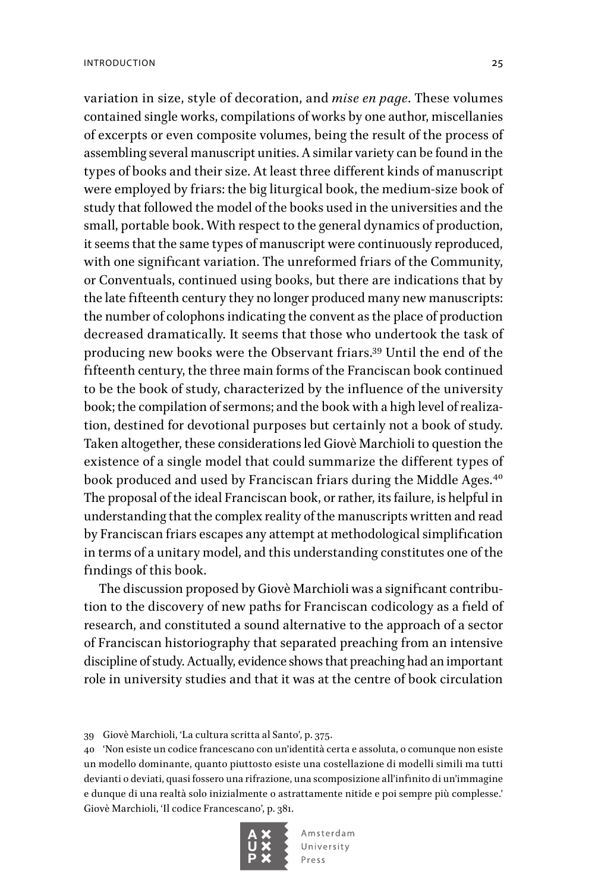variation in size, style of decoration, and *mise en page*. These volumes contained single works, compilations of works by one author, miscellanies of excerpts or even composite volumes, being the result of the process of assembling several manuscript unities. A similar variety can be found in the types of books and their size. At least three different kinds of manuscript were employed by friars: the big liturgical book, the medium-size book of study that followed the model of the books used in the universities and the small, portable book. With respect to the general dynamics of production, it seems that the same types of manuscript were continuously reproduced, with one significant variation. The unreformed friars of the Community, or Conventuals, continued using books, but there are indications that by the late fifteenth century they no longer produced many new manuscripts: the number of colophons indicating the convent as the place of production decreased dramatically. It seems that those who undertook the task of producing new books were the Observant friars.[39] Until the end of the fifteenth century, the three main forms of the Franciscan book continued to be the book of study, characterized by the influence of the university book; the compilation of sermons; and the book with a high level of realization, destined for devotional purposes but certainly not a book of study. Taken altogether, these considerations led Giovè Marchioli to question the existence of a single model that could summarize the different types of book produced and used by Franciscan friars during the Middle Ages.[40] The proposal of the ideal Franciscan book, or rather, its failure, is helpful in understanding that the complex reality of the manuscripts written and read by Franciscan friars escapes any attempt at methodological simplification in terms of a unitary model, and this understanding constitutes one of the findings of this book.

The discussion proposed by Giovè Marchioli was a significant contribution to the discovery of new paths for Franciscan codicology as a field of research, and constituted a sound alternative to the approach of a sector of Franciscan historiography that separated preaching from an intensive discipline of study. Actually, evidence shows that preaching had an important role in university studies and that it was at the centre of book circulation

39 Giovè Marchioli, 'La cultura scritta al Santo', p. 375.

40 'Non esiste un codice francescano con un'identità certa e assoluta, o comunque non esiste un modello dominante, quanto piuttosto esiste una costellazione di modelli simili ma tutti devianti o deviati, quasi fossero una rifrazione, una scomposizione all'infinito di un'immagine e dunque di una realtà solo inizialmente o astrattamente nitide e poi sempre più complesse.' Giovè Marchioli, 'Il codice Francescano', p. 381.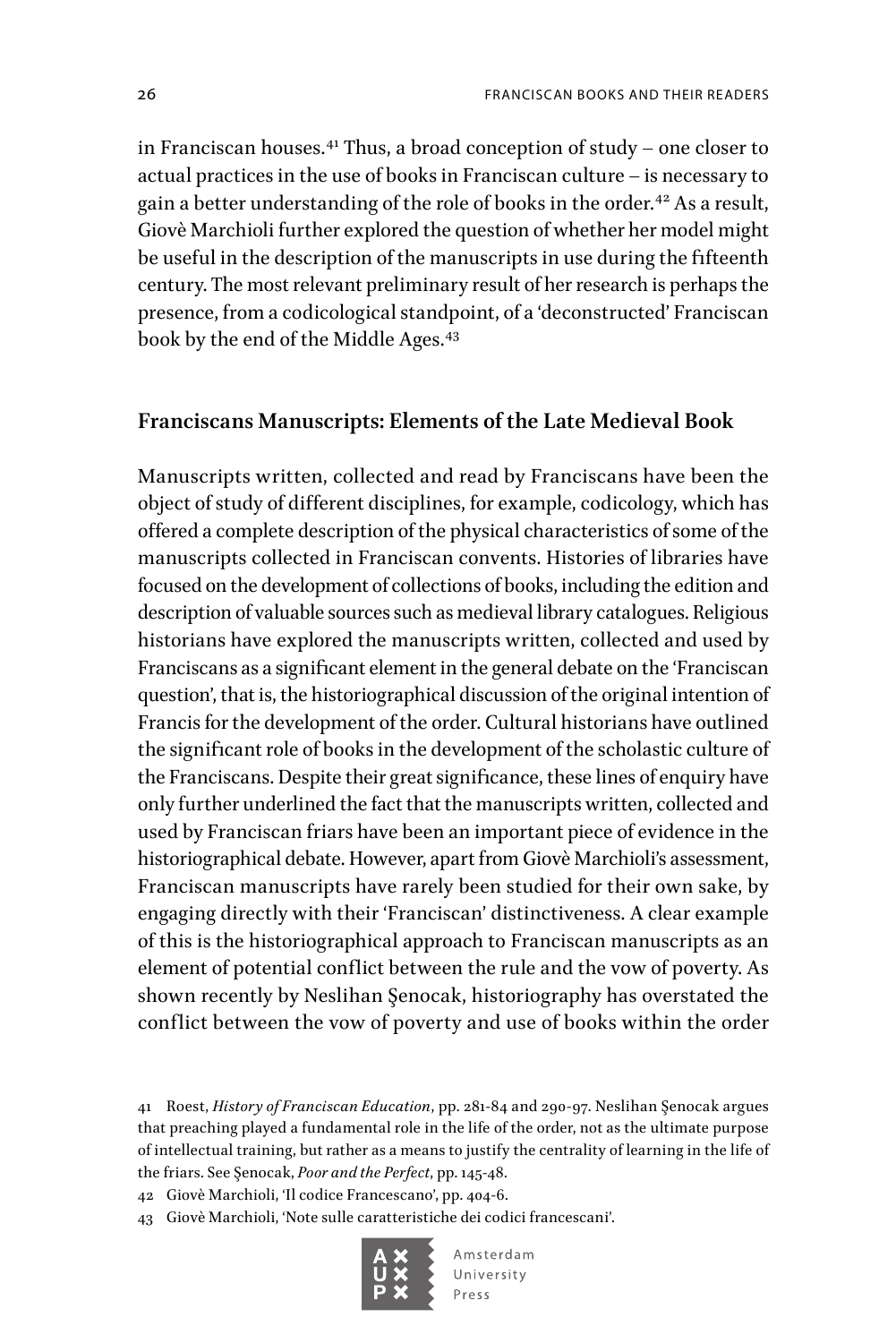in Franciscan houses.[41] Thus, a broad conception of study – one closer to actual practices in the use of books in Franciscan culture – is necessary to gain a better understanding of the role of books in the order.[42] As a result, Giovè Marchioli further explored the question of whether her model might be useful in the description of the manuscripts in use during the fifteenth century. The most relevant preliminary result of her research is perhaps the presence, from a codicological standpoint, of a 'deconstructed' Franciscan book by the end of the Middle Ages.[43]

## Franciscans Manuscripts: Elements of the Late Medieval Book

Manuscripts written, collected and read by Franciscans have been the object of study of different disciplines, for example, codicology, which has offered a complete description of the physical characteristics of some of the manuscripts collected in Franciscan convents. Histories of libraries have focused on the development of collections of books, including the edition and description of valuable sources such as medieval library catalogues. Religious historians have explored the manuscripts written, collected and used by Franciscans as a significant element in the general debate on the 'Franciscan question', that is, the historiographical discussion of the original intention of Francis for the development of the order. Cultural historians have outlined the significant role of books in the development of the scholastic culture of the Franciscans. Despite their great significance, these lines of enquiry have only further underlined the fact that the manuscripts written, collected and used by Franciscan friars have been an important piece of evidence in the historiographical debate. However, apart from Giovè Marchioli's assessment, Franciscan manuscripts have rarely been studied for their own sake, by engaging directly with their 'Franciscan' distinctiveness. A clear example of this is the historiographical approach to Franciscan manuscripts as an element of potential conflict between the rule and the vow of poverty. As shown recently by Neslihan Şenocak, historiography has overstated the conflict between the vow of poverty and use of books within the order

41 Roest, *History of Franciscan Education*, pp. 281-84 and 290-97. Neslihan Şenocak argues that preaching played a fundamental role in the life of the order, not as the ultimate purpose of intellectual training, but rather as a means to justify the centrality of learning in the life of the friars. See Şenocak, *Poor and the Perfect*, pp. 145-48.

42 Giovè Marchioli, 'Il codice Francescano', pp. 404-6.

43 Giovè Marchioli, 'Note sulle caratteristiche dei codici francescani'.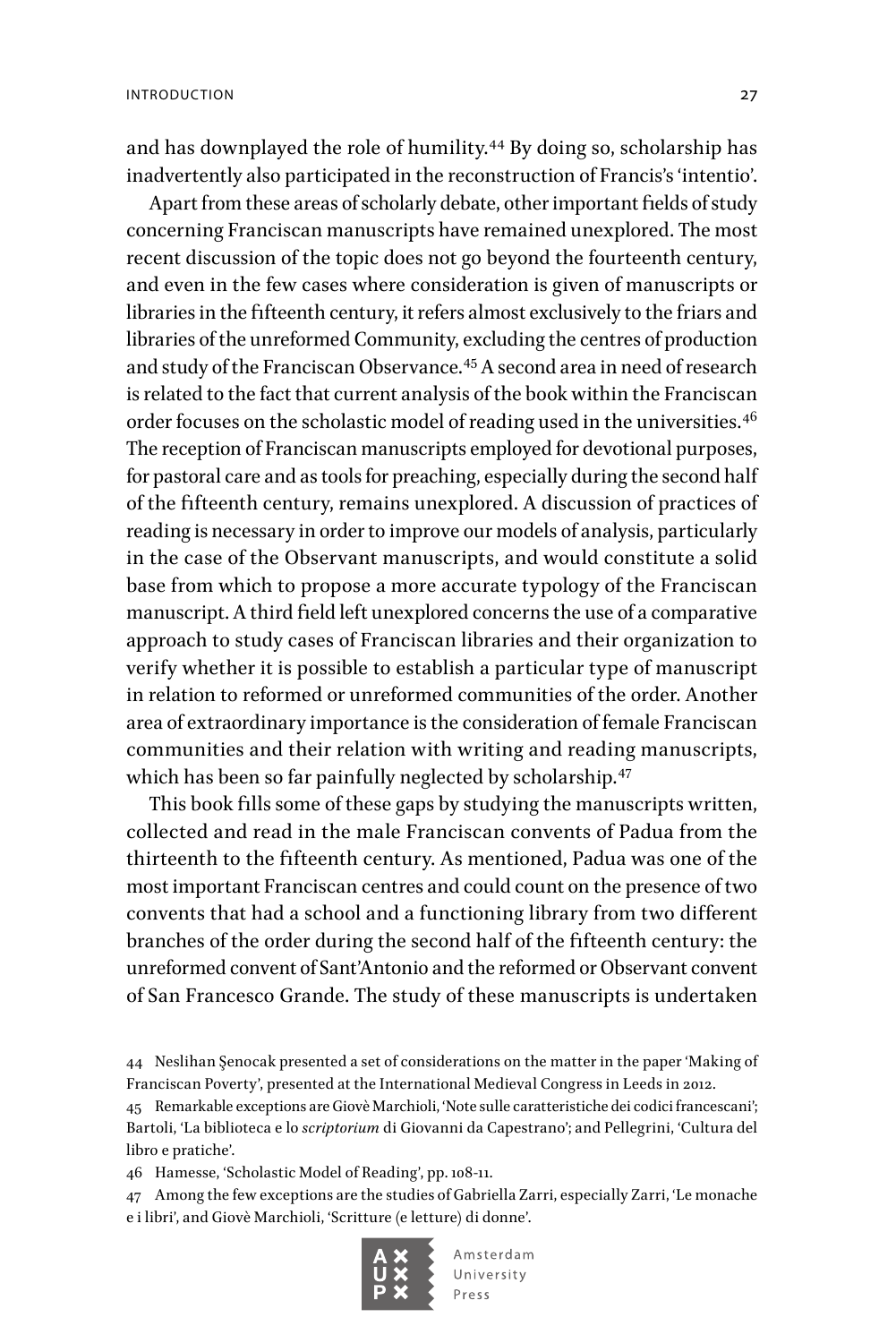and has downplayed the role of humility.[44] By doing so, scholarship has inadvertently also participated in the reconstruction of Francis's 'intentio'.

Apart from these areas of scholarly debate, other important fields of study concerning Franciscan manuscripts have remained unexplored. The most recent discussion of the topic does not go beyond the fourteenth century, and even in the few cases where consideration is given of manuscripts or libraries in the fifteenth century, it refers almost exclusively to the friars and libraries of the unreformed Community, excluding the centres of production and study of the Franciscan Observance.[45] A second area in need of research is related to the fact that current analysis of the book within the Franciscan order focuses on the scholastic model of reading used in the universities.[46] The reception of Franciscan manuscripts employed for devotional purposes, for pastoral care and as tools for preaching, especially during the second half of the fifteenth century, remains unexplored. A discussion of practices of reading is necessary in order to improve our models of analysis, particularly in the case of the Observant manuscripts, and would constitute a solid base from which to propose a more accurate typology of the Franciscan manuscript. A third field left unexplored concerns the use of a comparative approach to study cases of Franciscan libraries and their organization to verify whether it is possible to establish a particular type of manuscript in relation to reformed or unreformed communities of the order. Another area of extraordinary importance is the consideration of female Franciscan communities and their relation with writing and reading manuscripts, which has been so far painfully neglected by scholarship.[47]

This book fills some of these gaps by studying the manuscripts written, collected and read in the male Franciscan convents of Padua from the thirteenth to the fifteenth century. As mentioned, Padua was one of the most important Franciscan centres and could count on the presence of two convents that had a school and a functioning library from two different branches of the order during the second half of the fifteenth century: the unreformed convent of Sant'Antonio and the reformed or Observant convent of San Francesco Grande. The study of these manuscripts is undertaken

44 Neslihan Şenocak presented a set of considerations on the matter in the paper 'Making of Franciscan Poverty', presented at the International Medieval Congress in Leeds in 2012.

45 Remarkable exceptions are Giovè Marchioli, 'Note sulle caratteristiche dei codici francescani'; Bartoli, 'La biblioteca e lo *scriptorium* di Giovanni da Capestrano'; and Pellegrini, 'Cultura del libro e pratiche'.

46 Hamesse, 'Scholastic Model of Reading', pp. 108-11.

47 Among the few exceptions are the studies of Gabriella Zarri, especially Zarri, 'Le monache e i libri', and Giovè Marchioli, 'Scritture (e letture) di donne'.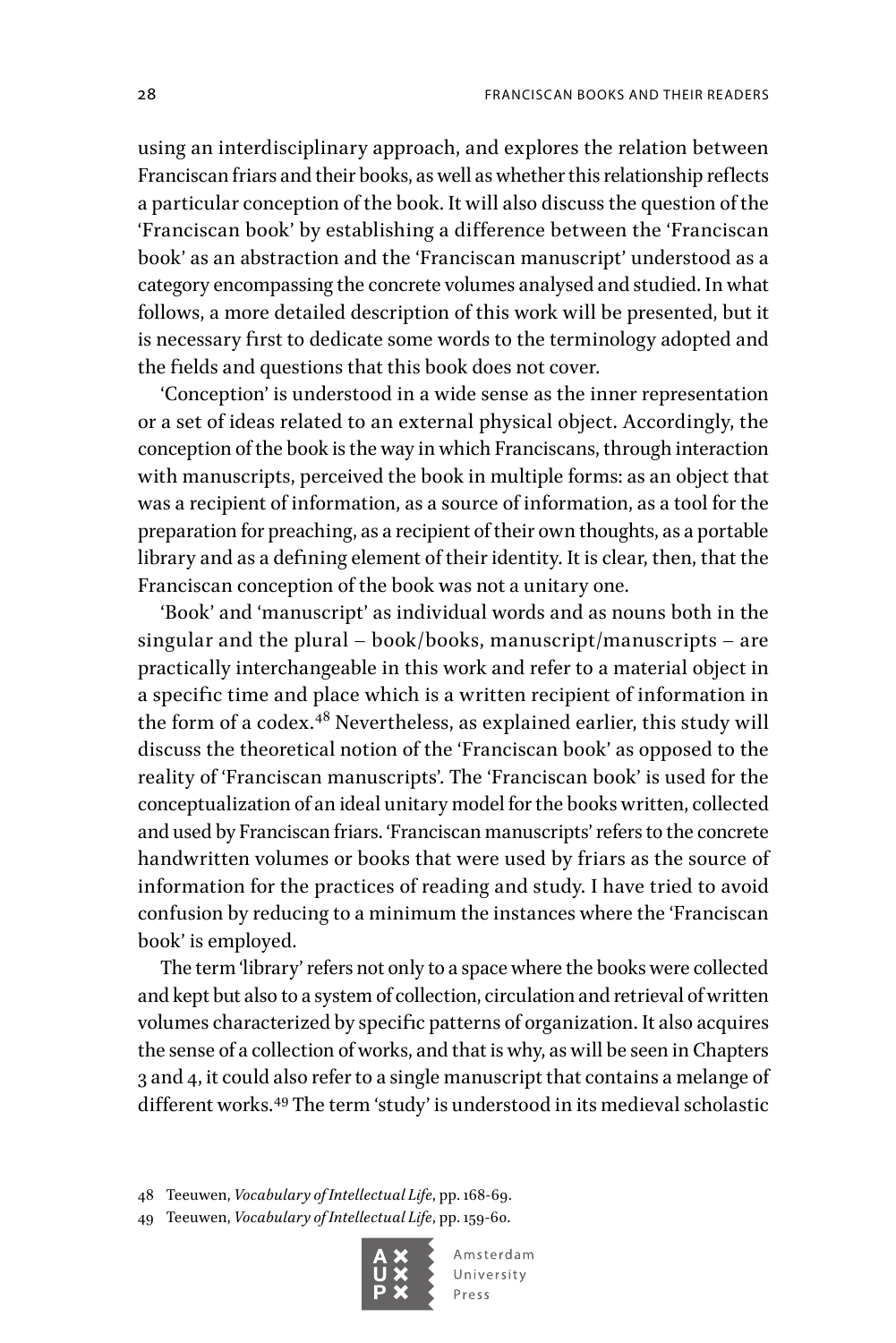using an interdisciplinary approach, and explores the relation between Franciscan friars and their books, as well as whether this relationship reflects a particular conception of the book. It will also discuss the question of the 'Franciscan book' by establishing a difference between the 'Franciscan book' as an abstraction and the 'Franciscan manuscript' understood as a category encompassing the concrete volumes analysed and studied. In what follows, a more detailed description of this work will be presented, but it is necessary first to dedicate some words to the terminology adopted and the fields and questions that this book does not cover.

'Conception' is understood in a wide sense as the inner representation or a set of ideas related to an external physical object. Accordingly, the conception of the book is the way in which Franciscans, through interaction with manuscripts, perceived the book in multiple forms: as an object that was a recipient of information, as a source of information, as a tool for the preparation for preaching, as a recipient of their own thoughts, as a portable library and as a defining element of their identity. It is clear, then, that the Franciscan conception of the book was not a unitary one.

'Book' and 'manuscript' as individual words and as nouns both in the singular and the plural – book/books, manuscript/manuscripts – are practically interchangeable in this work and refer to a material object in a specific time and place which is a written recipient of information in the form of a codex.[48] Nevertheless, as explained earlier, this study will discuss the theoretical notion of the 'Franciscan book' as opposed to the reality of 'Franciscan manuscripts'. The 'Franciscan book' is used for the conceptualization of an ideal unitary model for the books written, collected and used by Franciscan friars. 'Franciscan manuscripts' refers to the concrete handwritten volumes or books that were used by friars as the source of information for the practices of reading and study. I have tried to avoid confusion by reducing to a minimum the instances where the 'Franciscan book' is employed.

The term 'library' refers not only to a space where the books were collected and kept but also to a system of collection, circulation and retrieval of written volumes characterized by specific patterns of organization. It also acquires the sense of a collection of works, and that is why, as will be seen in Chapters 3 and 4, it could also refer to a single manuscript that contains a melange of different works.[49] The term 'study' is understood in its medieval scholastic

48 Teeuwen, *Vocabulary of Intellectual Life*, pp. 168-69.

49 Teeuwen, *Vocabulary of Intellectual Life*, pp. 159-60.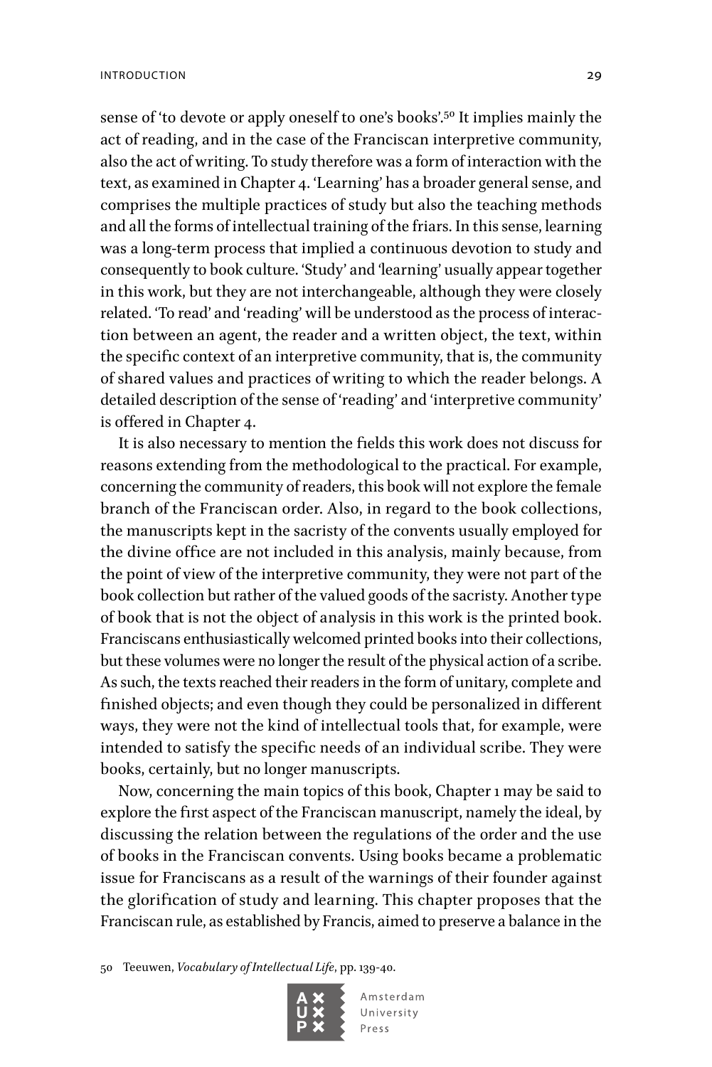sense of 'to devote or apply oneself to one's books'.[50] It implies mainly the act of reading, and in the case of the Franciscan interpretive community, also the act of writing. To study therefore was a form of interaction with the text, as examined in Chapter 4. 'Learning' has a broader general sense, and comprises the multiple practices of study but also the teaching methods and all the forms of intellectual training of the friars. In this sense, learning was a long-term process that implied a continuous devotion to study and consequently to book culture. 'Study' and 'learning' usually appear together in this work, but they are not interchangeable, although they were closely related. 'To read' and 'reading' will be understood as the process of interaction between an agent, the reader and a written object, the text, within the specific context of an interpretive community, that is, the community of shared values and practices of writing to which the reader belongs. A detailed description of the sense of 'reading' and 'interpretive community' is offered in Chapter 4.

It is also necessary to mention the fields this work does not discuss for reasons extending from the methodological to the practical. For example, concerning the community of readers, this book will not explore the female branch of the Franciscan order. Also, in regard to the book collections, the manuscripts kept in the sacristy of the convents usually employed for the divine office are not included in this analysis, mainly because, from the point of view of the interpretive community, they were not part of the book collection but rather of the valued goods of the sacristy. Another type of book that is not the object of analysis in this work is the printed book. Franciscans enthusiastically welcomed printed books into their collections, but these volumes were no longer the result of the physical action of a scribe. As such, the texts reached their readers in the form of unitary, complete and finished objects; and even though they could be personalized in different ways, they were not the kind of intellectual tools that, for example, were intended to satisfy the specific needs of an individual scribe. They were books, certainly, but no longer manuscripts.

Now, concerning the main topics of this book, Chapter 1 may be said to explore the first aspect of the Franciscan manuscript, namely the ideal, by discussing the relation between the regulations of the order and the use of books in the Franciscan convents. Using books became a problematic issue for Franciscans as a result of the warnings of their founder against the glorification of study and learning. This chapter proposes that the Franciscan rule, as established by Francis, aimed to preserve a balance in the

50 Teeuwen, *Vocabulary of Intellectual Life*, pp. 139-40.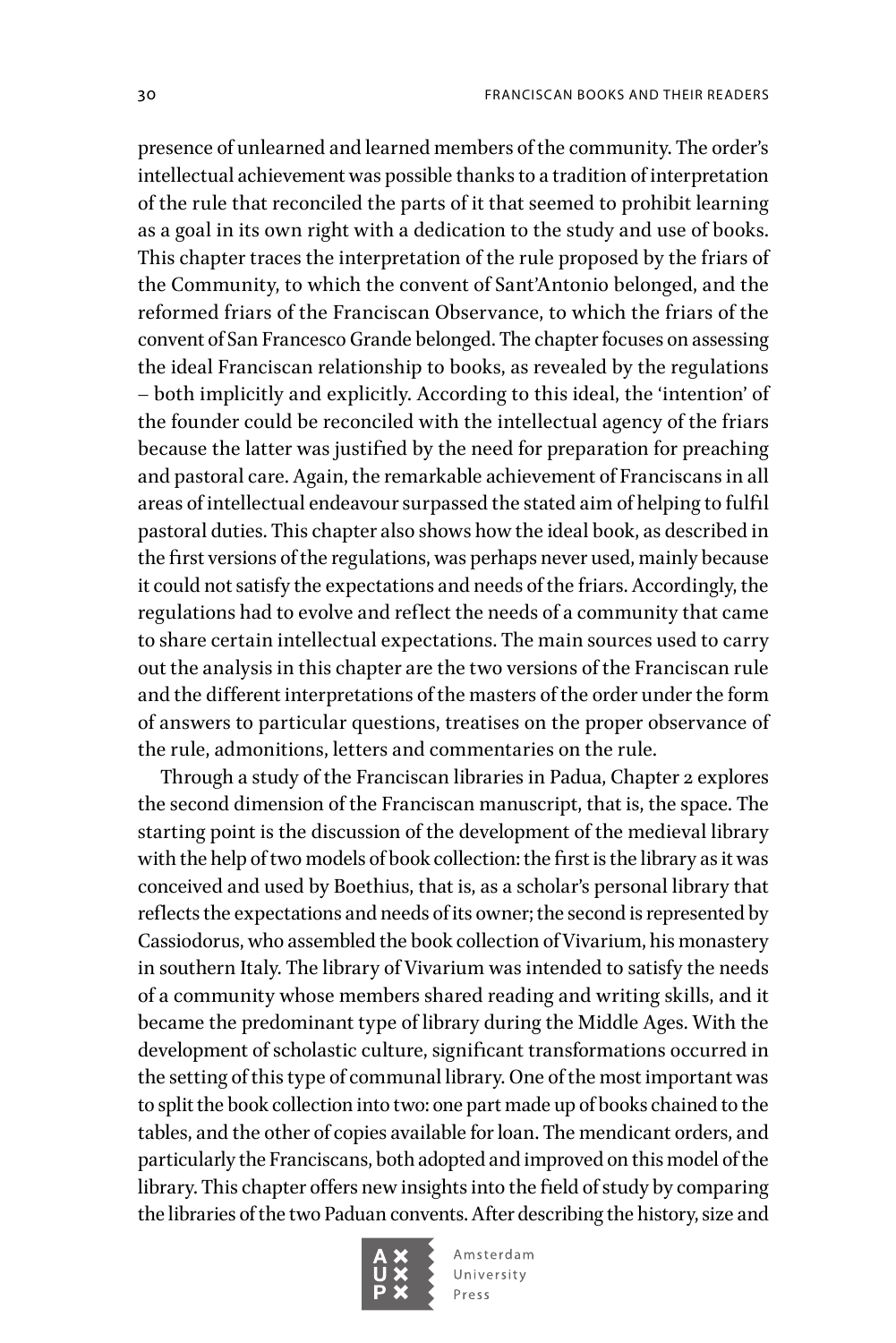presence of unlearned and learned members of the community. The order's intellectual achievement was possible thanks to a tradition of interpretation of the rule that reconciled the parts of it that seemed to prohibit learning as a goal in its own right with a dedication to the study and use of books. This chapter traces the interpretation of the rule proposed by the friars of the Community, to which the convent of Sant'Antonio belonged, and the reformed friars of the Franciscan Observance, to which the friars of the convent of San Francesco Grande belonged. The chapter focuses on assessing the ideal Franciscan relationship to books, as revealed by the regulations – both implicitly and explicitly. According to this ideal, the 'intention' of the founder could be reconciled with the intellectual agency of the friars because the latter was justified by the need for preparation for preaching and pastoral care. Again, the remarkable achievement of Franciscans in all areas of intellectual endeavour surpassed the stated aim of helping to fulfil pastoral duties. This chapter also shows how the ideal book, as described in the first versions of the regulations, was perhaps never used, mainly because it could not satisfy the expectations and needs of the friars. Accordingly, the regulations had to evolve and reflect the needs of a community that came to share certain intellectual expectations. The main sources used to carry out the analysis in this chapter are the two versions of the Franciscan rule and the different interpretations of the masters of the order under the form of answers to particular questions, treatises on the proper observance of the rule, admonitions, letters and commentaries on the rule.

Through a study of the Franciscan libraries in Padua, Chapter 2 explores the second dimension of the Franciscan manuscript, that is, the space. The starting point is the discussion of the development of the medieval library with the help of two models of book collection: the first is the library as it was conceived and used by Boethius, that is, as a scholar's personal library that reflects the expectations and needs of its owner; the second is represented by Cassiodorus, who assembled the book collection of Vivarium, his monastery in southern Italy. The library of Vivarium was intended to satisfy the needs of a community whose members shared reading and writing skills, and it became the predominant type of library during the Middle Ages. With the development of scholastic culture, significant transformations occurred in the setting of this type of communal library. One of the most important was to split the book collection into two: one part made up of books chained to the tables, and the other of copies available for loan. The mendicant orders, and particularly the Franciscans, both adopted and improved on this model of the library. This chapter offers new insights into the field of study by comparing the libraries of the two Paduan convents. After describing the history, size and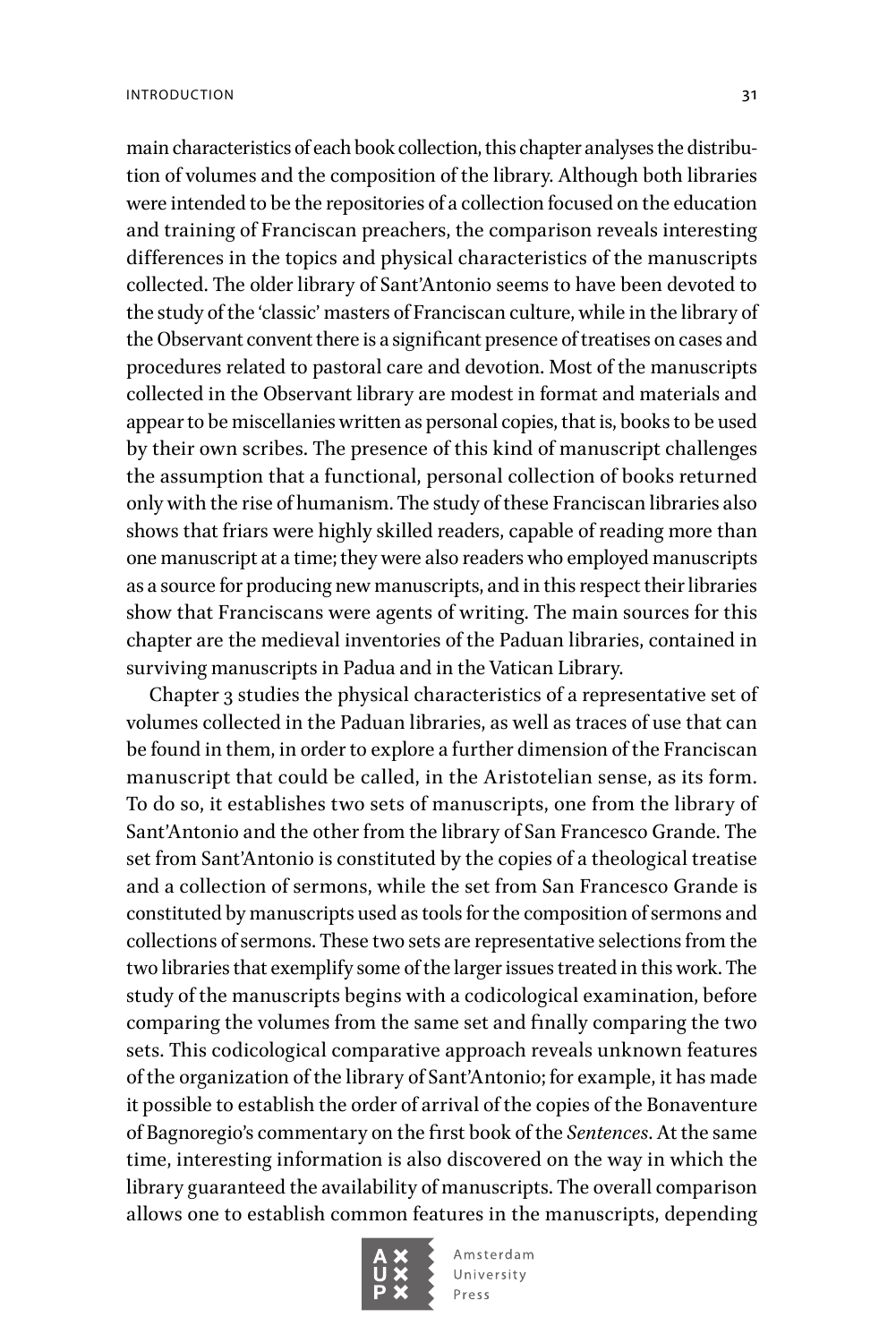main characteristics of each book collection, this chapter analyses the distribution of volumes and the composition of the library. Although both libraries were intended to be the repositories of a collection focused on the education and training of Franciscan preachers, the comparison reveals interesting differences in the topics and physical characteristics of the manuscripts collected. The older library of Sant'Antonio seems to have been devoted to the study of the 'classic' masters of Franciscan culture, while in the library of the Observant convent there is a significant presence of treatises on cases and procedures related to pastoral care and devotion. Most of the manuscripts collected in the Observant library are modest in format and materials and appear to be miscellanies written as personal copies, that is, books to be used by their own scribes. The presence of this kind of manuscript challenges the assumption that a functional, personal collection of books returned only with the rise of humanism. The study of these Franciscan libraries also shows that friars were highly skilled readers, capable of reading more than one manuscript at a time; they were also readers who employed manuscripts as a source for producing new manuscripts, and in this respect their libraries show that Franciscans were agents of writing. The main sources for this chapter are the medieval inventories of the Paduan libraries, contained in surviving manuscripts in Padua and in the Vatican Library.

Chapter 3 studies the physical characteristics of a representative set of volumes collected in the Paduan libraries, as well as traces of use that can be found in them, in order to explore a further dimension of the Franciscan manuscript that could be called, in the Aristotelian sense, as its form. To do so, it establishes two sets of manuscripts, one from the library of Sant'Antonio and the other from the library of San Francesco Grande. The set from Sant'Antonio is constituted by the copies of a theological treatise and a collection of sermons, while the set from San Francesco Grande is constituted by manuscripts used as tools for the composition of sermons and collections of sermons. These two sets are representative selections from the two libraries that exemplify some of the larger issues treated in this work. The study of the manuscripts begins with a codicological examination, before comparing the volumes from the same set and finally comparing the two sets. This codicological comparative approach reveals unknown features of the organization of the library of Sant'Antonio; for example, it has made it possible to establish the order of arrival of the copies of the Bonaventure of Bagnoregio's commentary on the first book of the *Sentences*. At the same time, interesting information is also discovered on the way in which the library guaranteed the availability of manuscripts. The overall comparison allows one to establish common features in the manuscripts, depending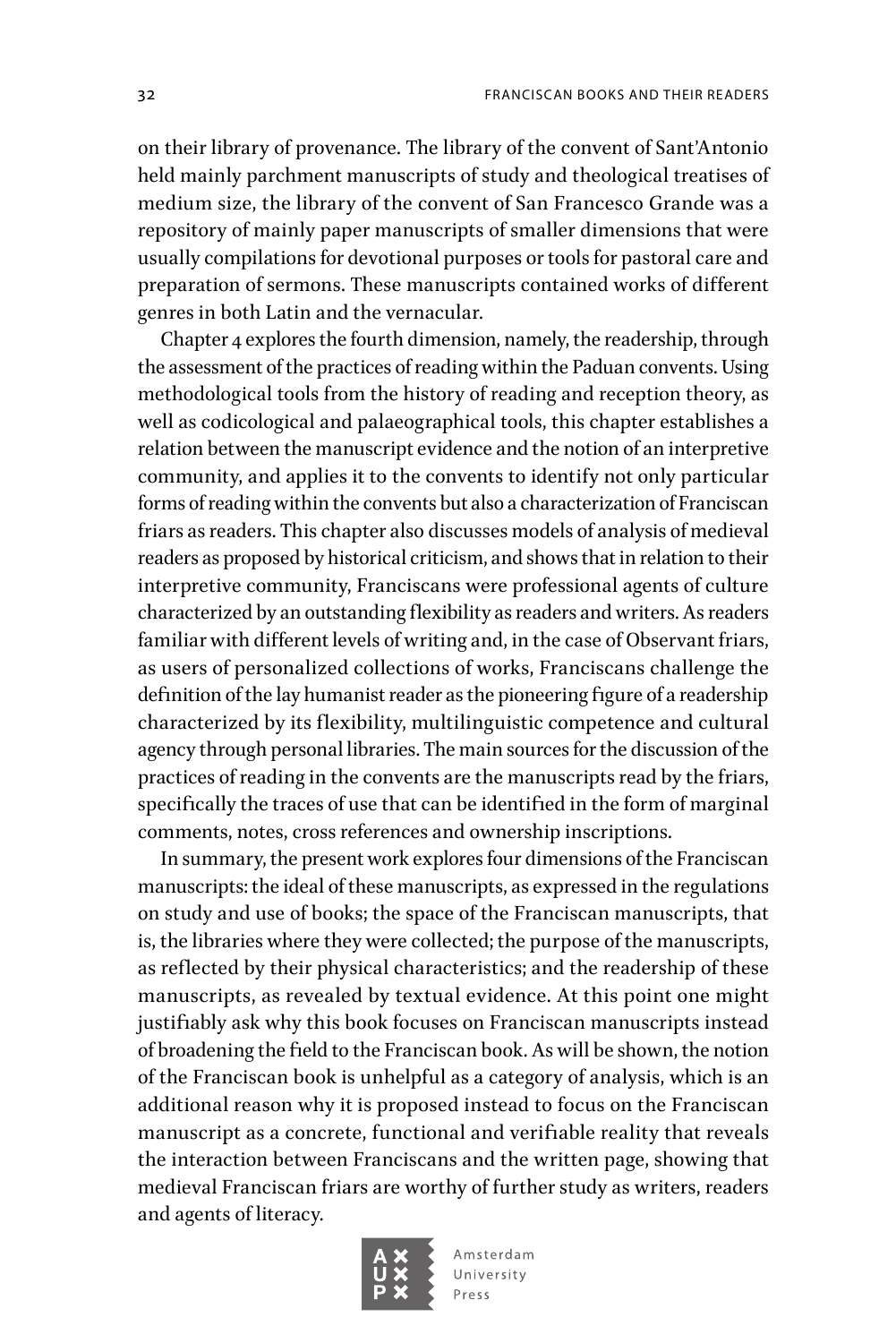on their library of provenance. The library of the convent of Sant'Antonio held mainly parchment manuscripts of study and theological treatises of medium size, the library of the convent of San Francesco Grande was a repository of mainly paper manuscripts of smaller dimensions that were usually compilations for devotional purposes or tools for pastoral care and preparation of sermons. These manuscripts contained works of different genres in both Latin and the vernacular.

Chapter 4 explores the fourth dimension, namely, the readership, through the assessment of the practices of reading within the Paduan convents. Using methodological tools from the history of reading and reception theory, as well as codicological and palaeographical tools, this chapter establishes a relation between the manuscript evidence and the notion of an interpretive community, and applies it to the convents to identify not only particular forms of reading within the convents but also a characterization of Franciscan friars as readers. This chapter also discusses models of analysis of medieval readers as proposed by historical criticism, and shows that in relation to their interpretive community, Franciscans were professional agents of culture characterized by an outstanding flexibility as readers and writers. As readers familiar with different levels of writing and, in the case of Observant friars, as users of personalized collections of works, Franciscans challenge the definition of the lay humanist reader as the pioneering figure of a readership characterized by its flexibility, multilinguistic competence and cultural agency through personal libraries. The main sources for the discussion of the practices of reading in the convents are the manuscripts read by the friars, specifically the traces of use that can be identified in the form of marginal comments, notes, cross references and ownership inscriptions.

In summary, the present work explores four dimensions of the Franciscan manuscripts: the ideal of these manuscripts, as expressed in the regulations on study and use of books; the space of the Franciscan manuscripts, that is, the libraries where they were collected; the purpose of the manuscripts, as reflected by their physical characteristics; and the readership of these manuscripts, as revealed by textual evidence. At this point one might justifiably ask why this book focuses on Franciscan manuscripts instead of broadening the field to the Franciscan book. As will be shown, the notion of the Franciscan book is unhelpful as a category of analysis, which is an additional reason why it is proposed instead to focus on the Franciscan manuscript as a concrete, functional and verifiable reality that reveals the interaction between Franciscans and the written page, showing that medieval Franciscan friars are worthy of further study as writers, readers and agents of literacy.